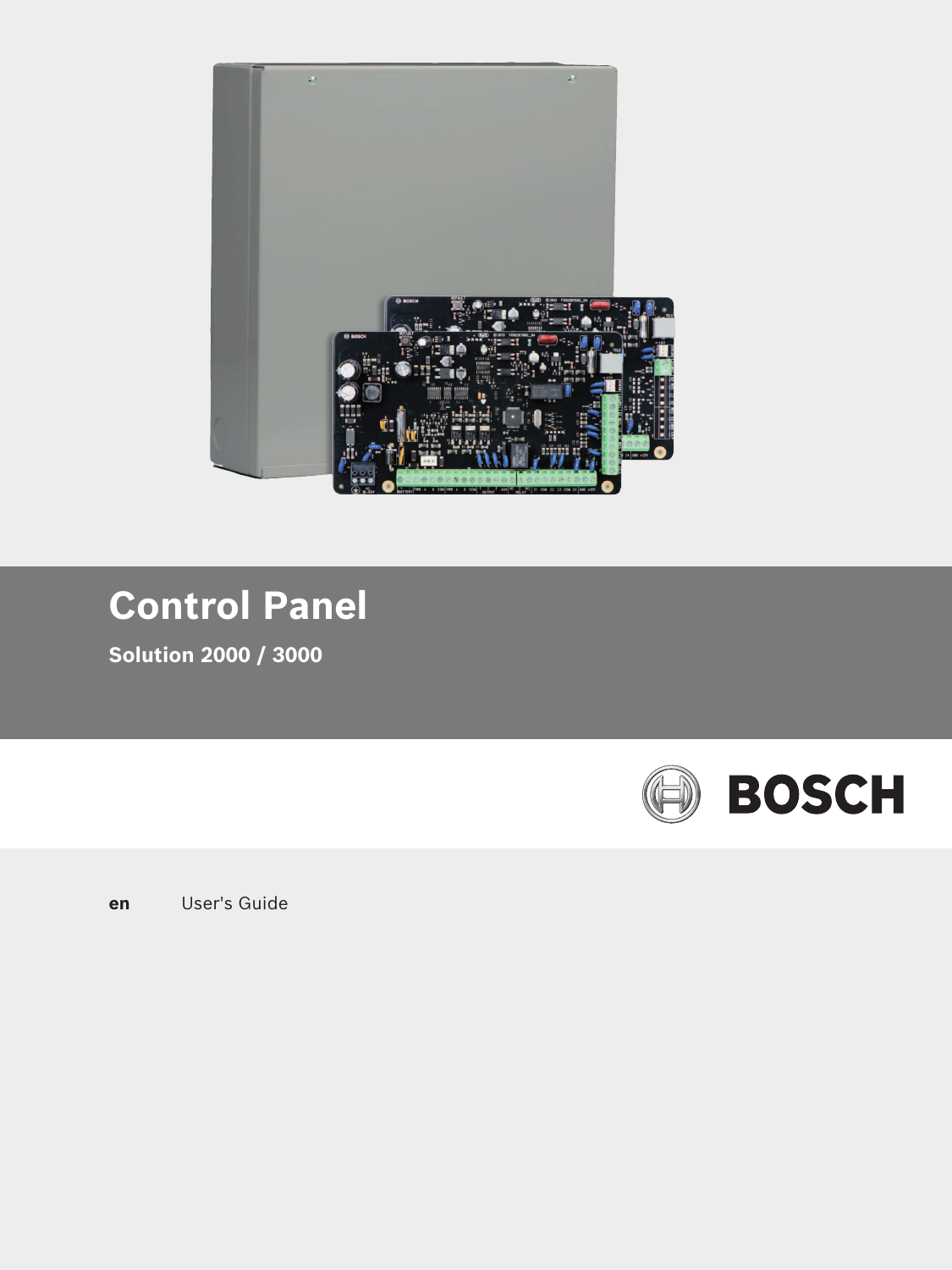# Control Panel

**Solution 2000 / 3000**

BOSCH

**en** User's Guide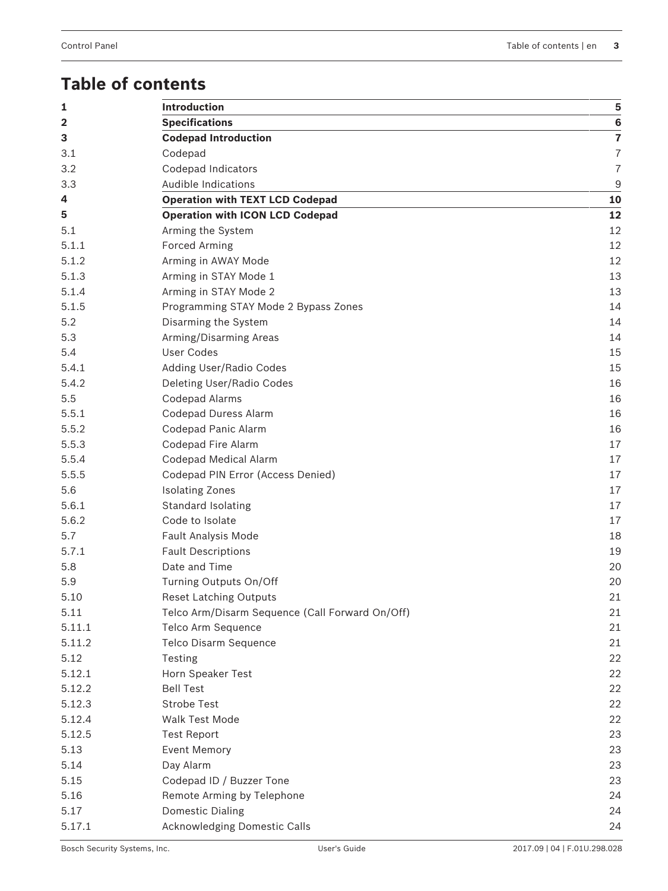# Table of contents

| | | |
|---|---|---|
| **1** | **Introduction** | **5** |
| **2** | **Specifications** | **6** |
| **3** | **Codepad Introduction** | **7** |
| 3.1 | Codepad | 7 |
| 3.2 | Codepad Indicators | 7 |
| 3.3 | Audible Indications | 9 |
| **4** | **Operation with TEXT LCD Codepad** | **10** |
| **5** | **Operation with ICON LCD Codepad** | **12** |
| 5.1 | Arming the System | 12 |
| 5.1.1 | Forced Arming | 12 |
| 5.1.2 | Arming in AWAY Mode | 12 |
| 5.1.3 | Arming in STAY Mode 1 | 13 |
| 5.1.4 | Arming in STAY Mode 2 | 13 |
| 5.1.5 | Programming STAY Mode 2 Bypass Zones | 14 |
| 5.2 | Disarming the System | 14 |
| 5.3 | Arming/Disarming Areas | 14 |
| 5.4 | User Codes | 15 |
| 5.4.1 | Adding User/Radio Codes | 15 |
| 5.4.2 | Deleting User/Radio Codes | 16 |
| 5.5 | Codepad Alarms | 16 |
| 5.5.1 | Codepad Duress Alarm | 16 |
| 5.5.2 | Codepad Panic Alarm | 16 |
| 5.5.3 | Codepad Fire Alarm | 17 |
| 5.5.4 | Codepad Medical Alarm | 17 |
| 5.5.5 | Codepad PIN Error (Access Denied) | 17 |
| 5.6 | Isolating Zones | 17 |
| 5.6.1 | Standard Isolating | 17 |
| 5.6.2 | Code to Isolate | 17 |
| 5.7 | Fault Analysis Mode | 18 |
| 5.7.1 | Fault Descriptions | 19 |
| 5.8 | Date and Time | 20 |
| 5.9 | Turning Outputs On/Off | 20 |
| 5.10 | Reset Latching Outputs | 21 |
| 5.11 | Telco Arm/Disarm Sequence (Call Forward On/Off) | 21 |
| 5.11.1 | Telco Arm Sequence | 21 |
| 5.11.2 | Telco Disarm Sequence | 21 |
| 5.12 | Testing | 22 |
| 5.12.1 | Horn Speaker Test | 22 |
| 5.12.2 | Bell Test | 22 |
| 5.12.3 | Strobe Test | 22 |
| 5.12.4 | Walk Test Mode | 22 |
| 5.12.5 | Test Report | 23 |
| 5.13 | Event Memory | 23 |
| 5.14 | Day Alarm | 23 |
| 5.15 | Codepad ID / Buzzer Tone | 23 |
| 5.16 | Remote Arming by Telephone | 24 |
| 5.17 | Domestic Dialing | 24 |
| 5.17.1 | Acknowledging Domestic Calls | 24 |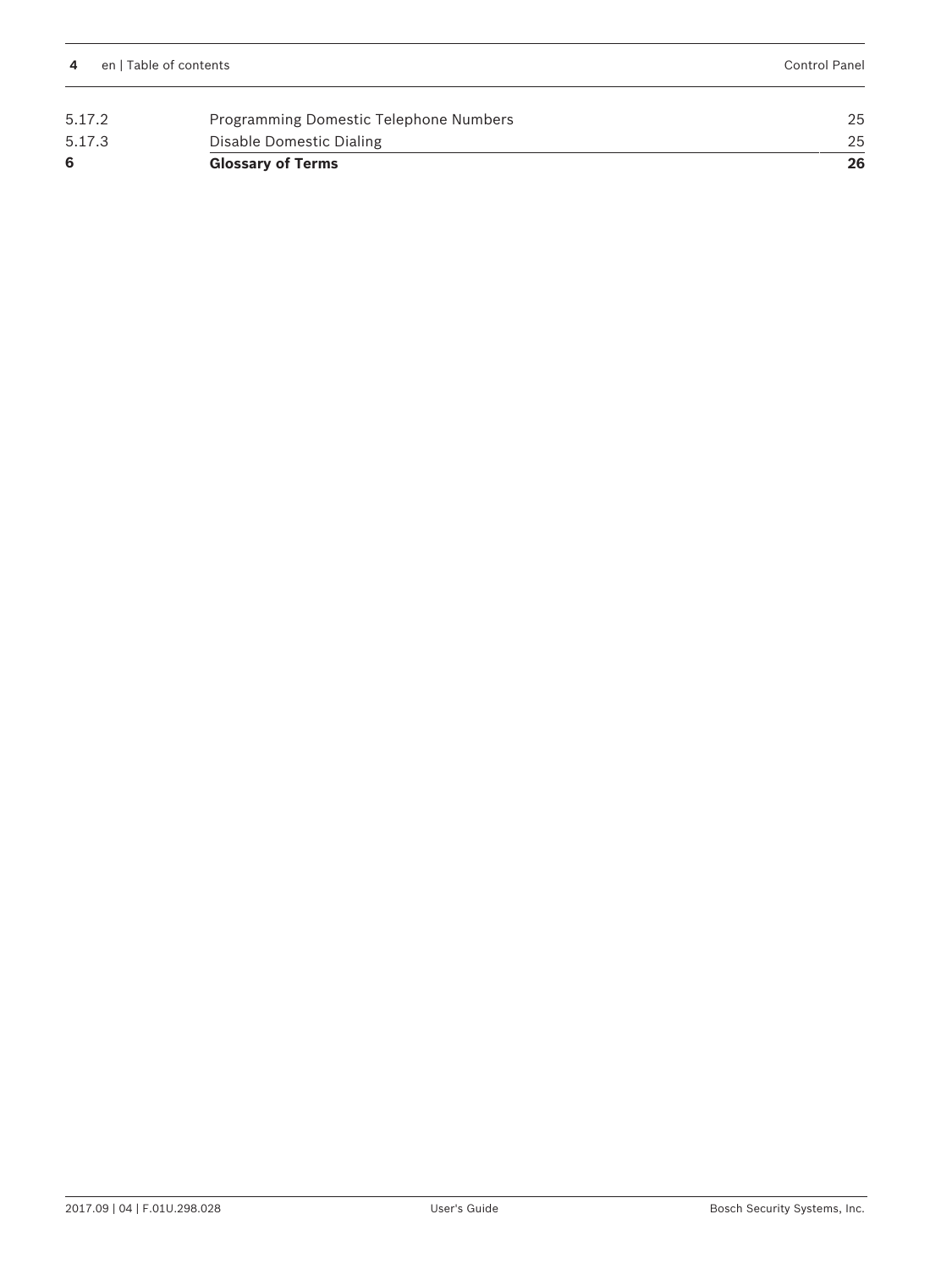| | | |
|---|---|---|
| 5.17.2 | Programming Domestic Telephone Numbers | 25 |
| 5.17.3 | Disable Domestic Dialing | 25 |
| **6** | **Glossary of Terms** | **26** |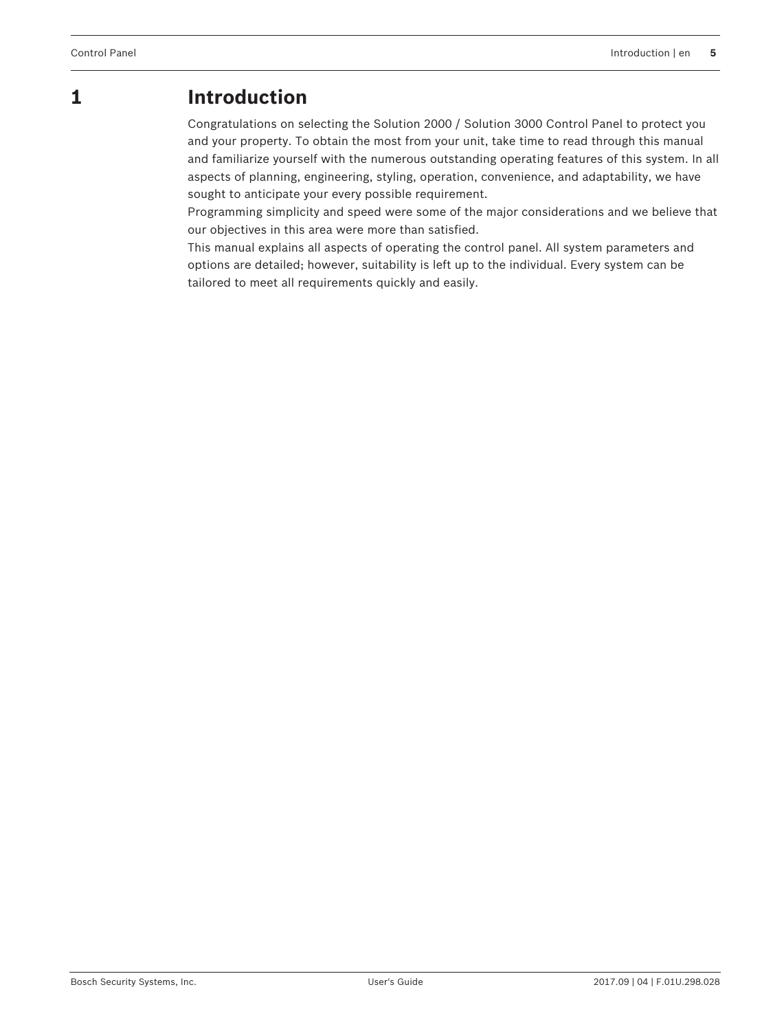# 1 Introduction

Congratulations on selecting the Solution 2000 / Solution 3000 Control Panel to protect you and your property. To obtain the most from your unit, take time to read through this manual and familiarize yourself with the numerous outstanding operating features of this system. In all aspects of planning, engineering, styling, operation, convenience, and adaptability, we have sought to anticipate your every possible requirement.

Programming simplicity and speed were some of the major considerations and we believe that our objectives in this area were more than satisfied.

This manual explains all aspects of operating the control panel. All system parameters and options are detailed; however, suitability is left up to the individual. Every system can be tailored to meet all requirements quickly and easily.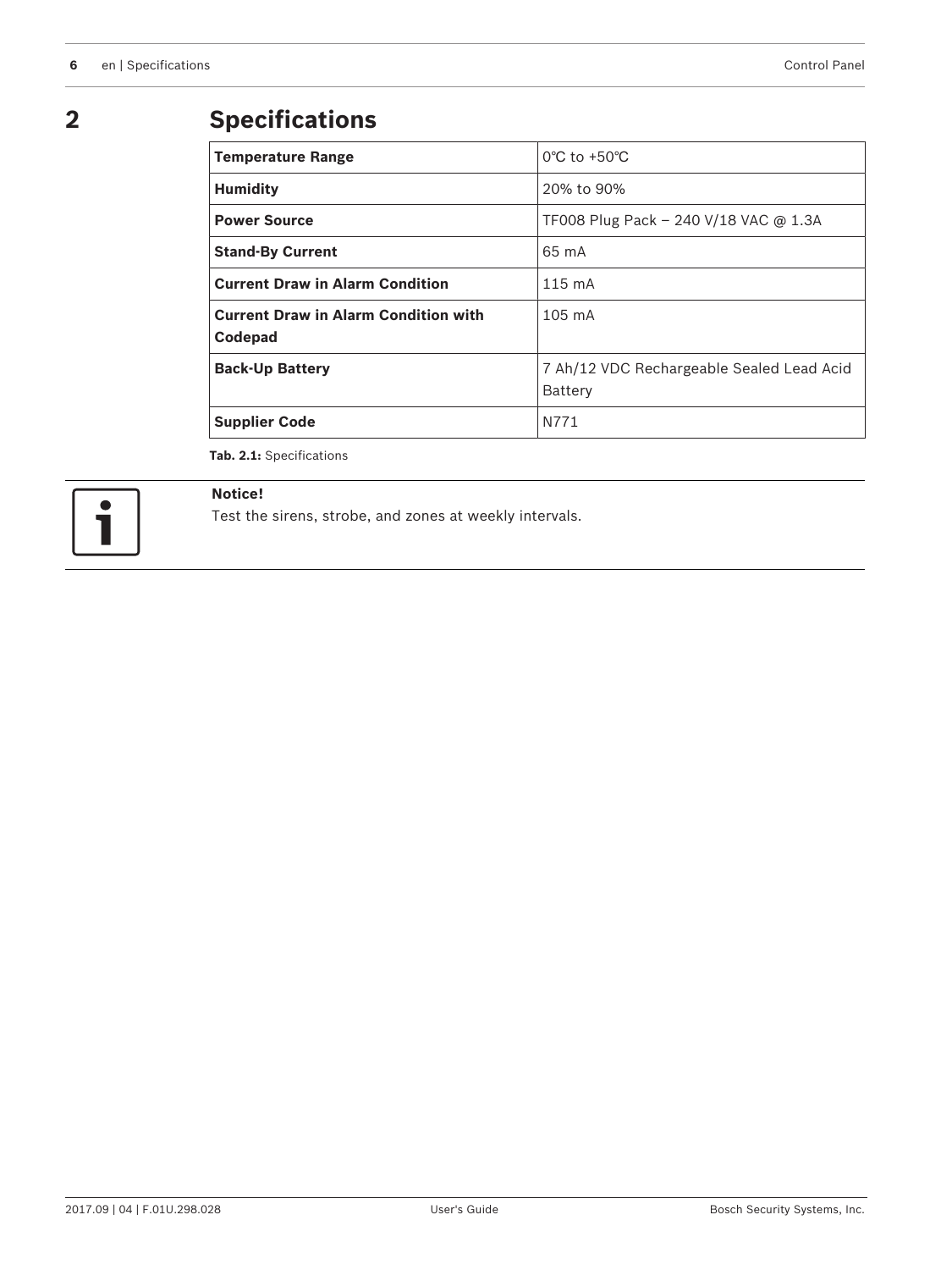# 2 Specifications

| Temperature Range | 0℃ to +50℃ |
| --- | --- |
| **Humidity** | 20% to 90% |
| **Power Source** | TF008 Plug Pack – 240 V/18 VAC @ 1.3A |
| **Stand-By Current** | 65 mA |
| **Current Draw in Alarm Condition** | 115 mA |
| **Current Draw in Alarm Condition with Codepad** | 105 mA |
| **Back-Up Battery** | 7 Ah/12 VDC Rechargeable Sealed Lead Acid Battery |
| **Supplier Code** | N771 |

**Tab. 2.1:** Specifications

**Notice!**
Test the sirens, strobe, and zones at weekly intervals.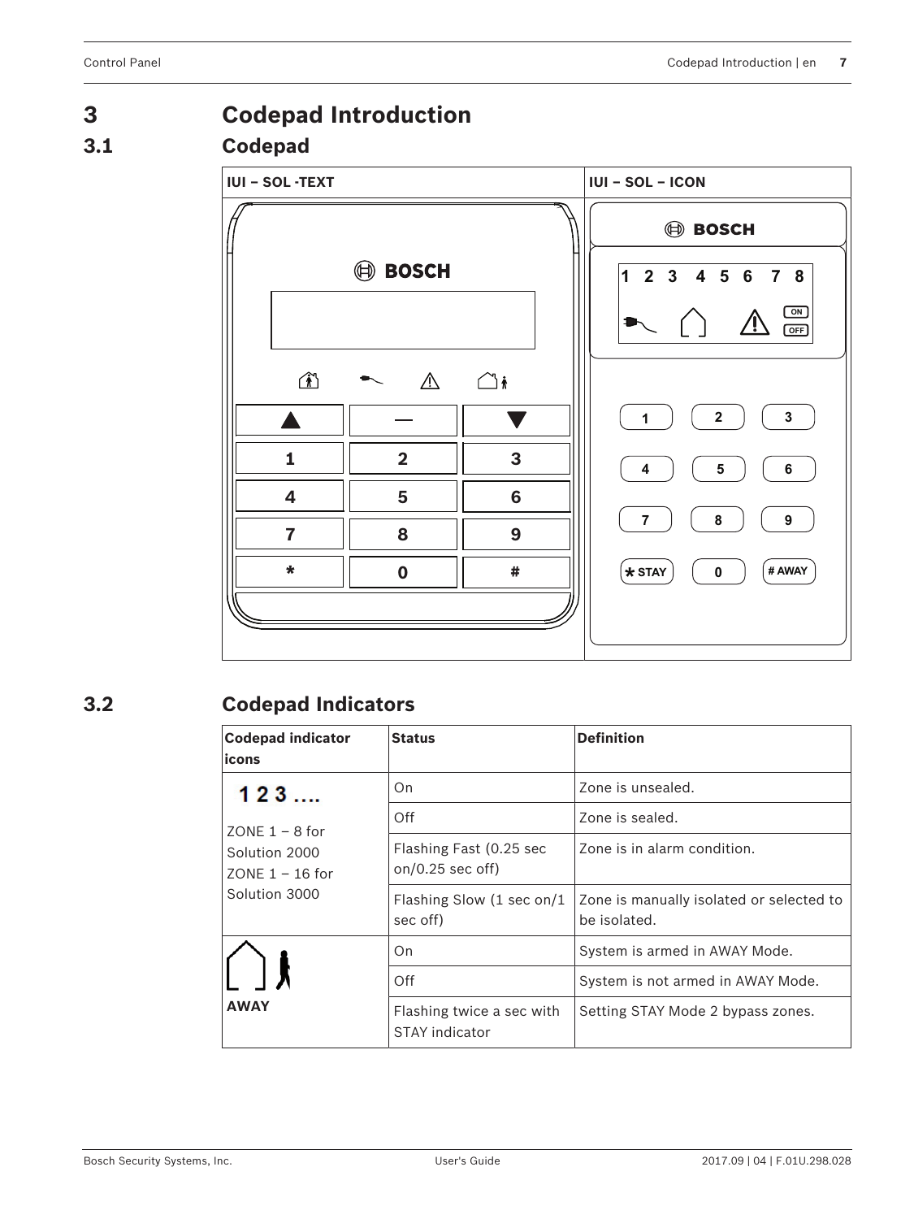# 3 Codepad Introduction

## 3.1 Codepad

| IUI – SOL -TEXT | IUI – SOL – ICON |
|---|---|
| | |

## 3.2 Codepad Indicators

| Codepad indicator icons | Status | Definition |
|---|---|---|
| 1 2 3 .... ZONE 1 – 8 for Solution 2000 ZONE 1 – 16 for Solution 3000 | On | Zone is unsealed. |
| | Off | Zone is sealed. |
| | Flashing Fast (0.25 sec on/0.25 sec off) | Zone is in alarm condition. |
| | Flashing Slow (1 sec on/1 sec off) | Zone is manually isolated or selected to be isolated. |
| **AWAY** | On | System is armed in AWAY Mode. |
| | Off | System is not armed in AWAY Mode. |
| | Flashing twice a sec with STAY indicator | Setting STAY Mode 2 bypass zones. |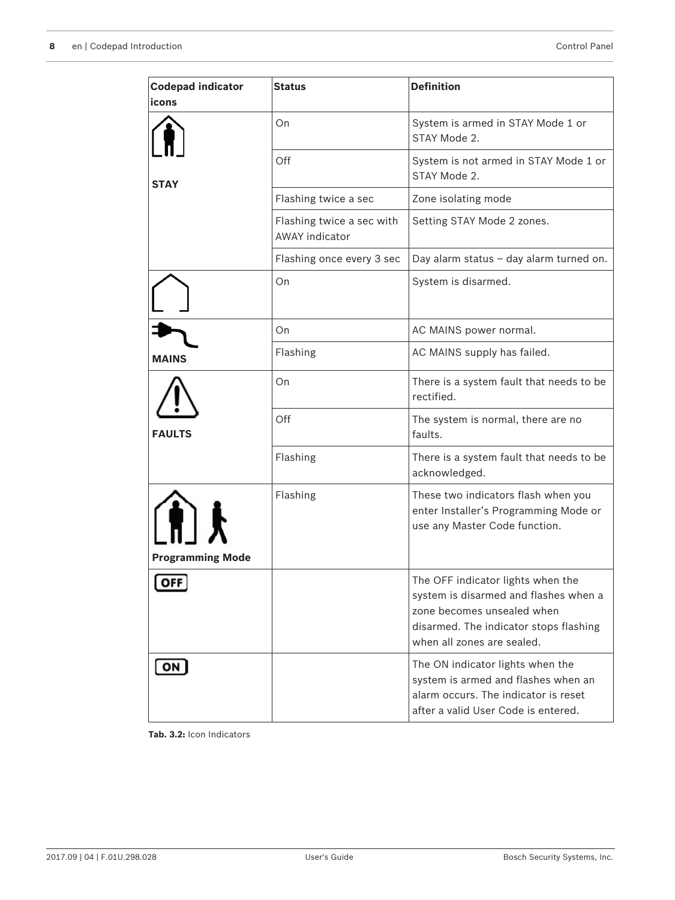| Codepad indicator icons | Status | Definition |
|---|---|---|
| STAY | On | System is armed in STAY Mode 1 or STAY Mode 2. |
| | Off | System is not armed in STAY Mode 1 or STAY Mode 2. |
| | Flashing twice a sec | Zone isolating mode |
| | Flashing twice a sec with AWAY indicator | Setting STAY Mode 2 zones. |
| | Flashing once every 3 sec | Day alarm status – day alarm turned on. |
| | On | System is disarmed. |
| MAINS | On | AC MAINS power normal. |
| | Flashing | AC MAINS supply has failed. |
| FAULTS | On | There is a system fault that needs to be rectified. |
| | Off | The system is normal, there are no faults. |
| | Flashing | There is a system fault that needs to be acknowledged. |
| Programming Mode | Flashing | These two indicators flash when you enter Installer's Programming Mode or use any Master Code function. |
| OFF | | The OFF indicator lights when the system is disarmed and flashes when a zone becomes unsealed when disarmed. The indicator stops flashing when all zones are sealed. |
| ON | | The ON indicator lights when the system is armed and flashes when an alarm occurs. The indicator is reset after a valid User Code is entered. |

**Tab. 3.2:** Icon Indicators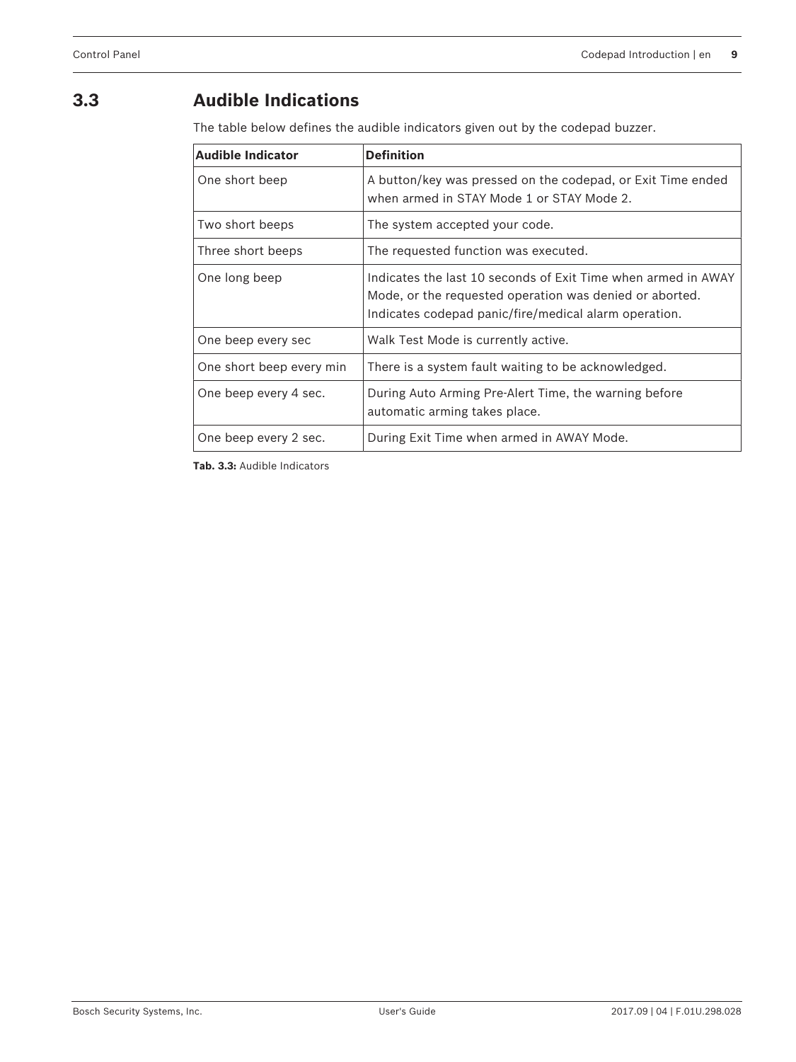## 3.3 Audible Indications

The table below defines the audible indicators given out by the codepad buzzer.

| Audible Indicator | Definition |
|---|---|
| One short beep | A button/key was pressed on the codepad, or Exit Time ended when armed in STAY Mode 1 or STAY Mode 2. |
| Two short beeps | The system accepted your code. |
| Three short beeps | The requested function was executed. |
| One long beep | Indicates the last 10 seconds of Exit Time when armed in AWAY Mode, or the requested operation was denied or aborted. Indicates codepad panic/fire/medical alarm operation. |
| One beep every sec | Walk Test Mode is currently active. |
| One short beep every min | There is a system fault waiting to be acknowledged. |
| One beep every 4 sec. | During Auto Arming Pre-Alert Time, the warning before automatic arming takes place. |
| One beep every 2 sec. | During Exit Time when armed in AWAY Mode. |

**Tab. 3.3:** Audible Indicators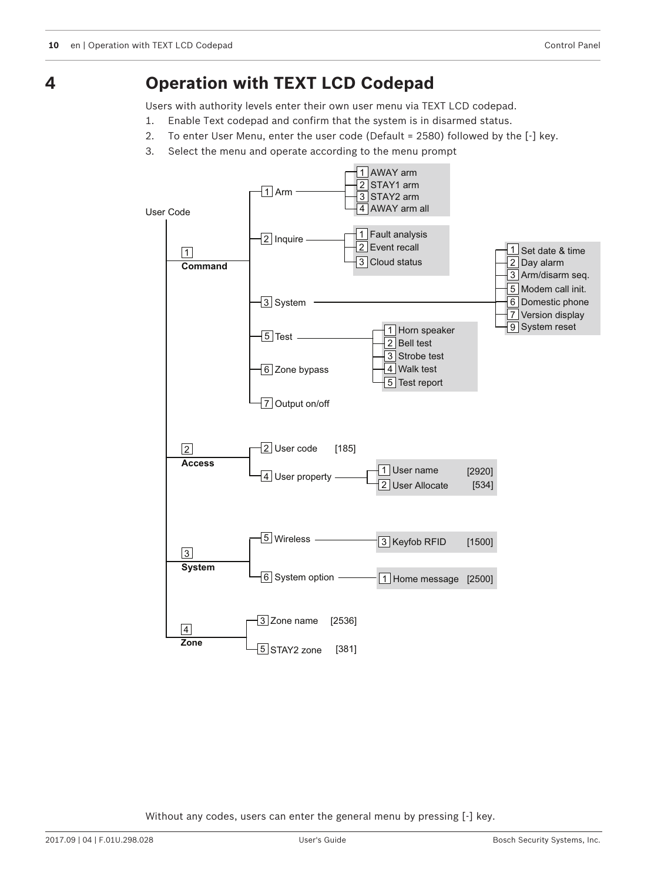# 4 Operation with TEXT LCD Codepad

Users with authority levels enter their own user menu via TEXT LCD codepad.

1. Enable Text codepad and confirm that the system is in disarmed status.
2. To enter User Menu, enter the user code (Default = 2580) followed by the [-] key.
3. Select the menu and operate according to the menu prompt

User Code

- 1 **Command**
  - 1 Arm
    - 1 AWAY arm
    - 2 STAY1 arm
    - 3 STAY2 arm
    - 4 AWAY arm all
  - 2 Inquire
    - 1 Fault analysis
    - 2 Event recall
    - 3 Cloud status
  - 3 System
    - 1 Set date & time
    - 2 Day alarm
    - 3 Arm/disarm seq.
    - 5 Modem call init.
    - 6 Domestic phone
    - 7 Version display
    - 9 System reset
  - 5 Test
    - 1 Horn speaker
    - 2 Bell test
    - 3 Strobe test
    - 4 Walk test
    - 5 Test report
  - 6 Zone bypass
  - 7 Output on/off
- 2 **Access**
  - 2 User code [185]
  - 4 User property
    - 1 User name [2920]
    - 2 User Allocate [534]
- 3 **System**
  - 5 Wireless
    - 3 Keyfob RFID [1500]
  - 6 System option
    - 1 Home message [2500]
- 4 **Zone**
  - 3 Zone name [2536]
  - 5 STAY2 zone [381]

Without any codes, users can enter the general menu by pressing [-] key.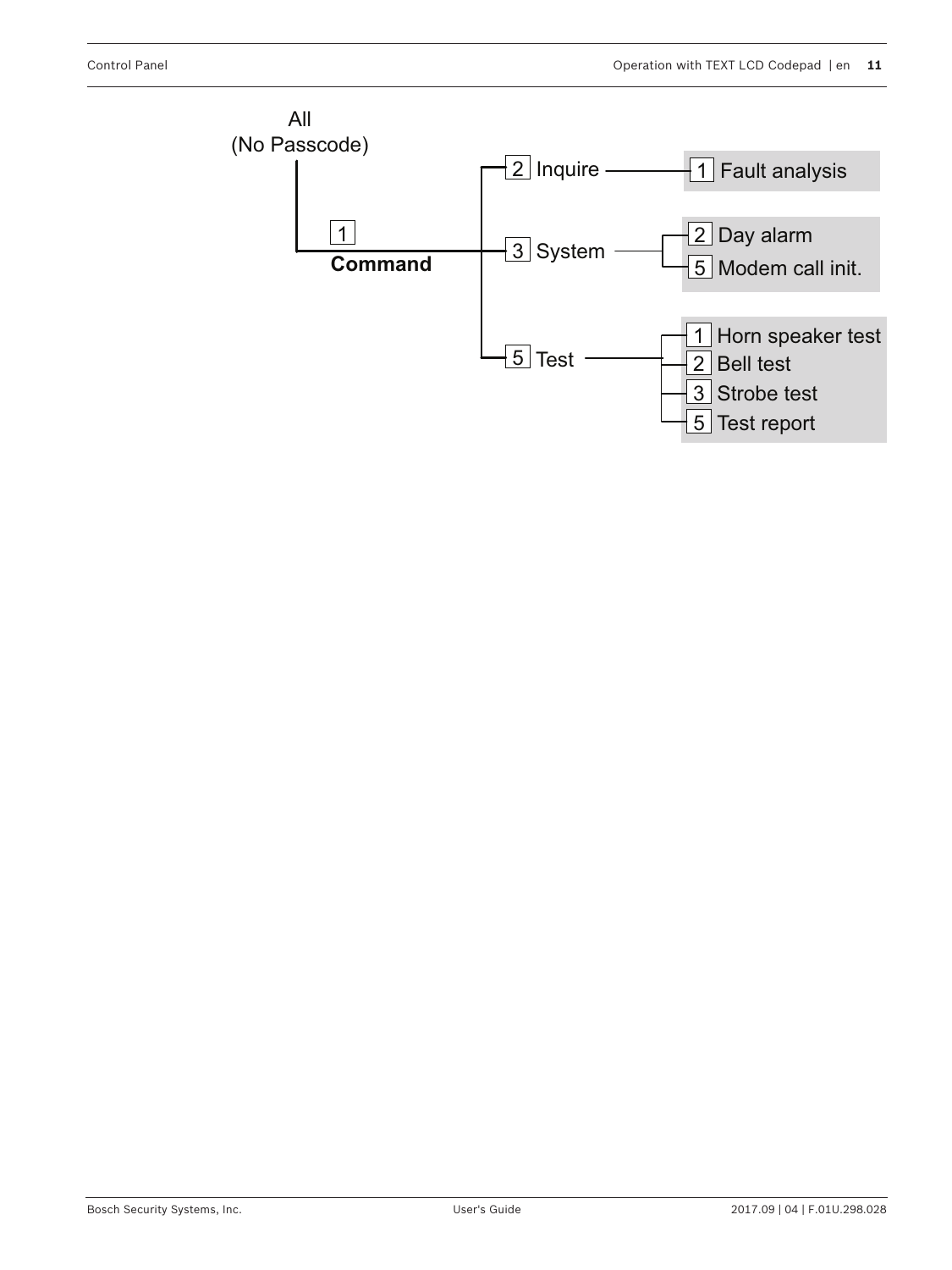All
(No Passcode)

- 1 **Command**
  - 2 Inquire
    - 1 Fault analysis
  - 3 System
    - 2 Day alarm
    - 5 Modem call init.
  - 5 Test
    - 1 Horn speaker test
    - 2 Bell test
    - 3 Strobe test
    - 5 Test report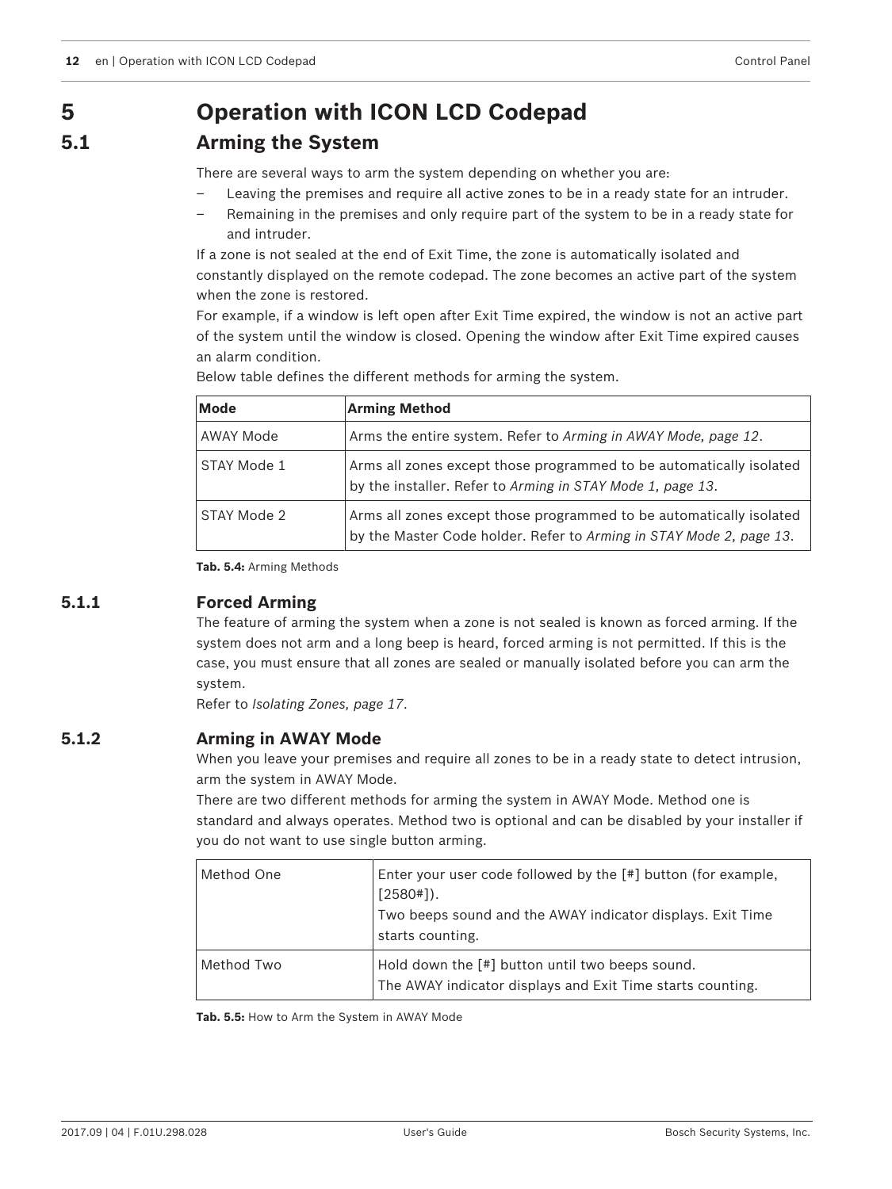# 5 Operation with ICON LCD Codepad

## 5.1 Arming the System

There are several ways to arm the system depending on whether you are:

- Leaving the premises and require all active zones to be in a ready state for an intruder.
- Remaining in the premises and only require part of the system to be in a ready state for and intruder.

If a zone is not sealed at the end of Exit Time, the zone is automatically isolated and constantly displayed on the remote codepad. The zone becomes an active part of the system when the zone is restored.

For example, if a window is left open after Exit Time expired, the window is not an active part of the system until the window is closed. Opening the window after Exit Time expired causes an alarm condition.

Below table defines the different methods for arming the system.

| Mode | Arming Method |
|---|---|
| AWAY Mode | Arms the entire system. Refer to *Arming in AWAY Mode, page 12*. |
| STAY Mode 1 | Arms all zones except those programmed to be automatically isolated by the installer. Refer to *Arming in STAY Mode 1, page 13*. |
| STAY Mode 2 | Arms all zones except those programmed to be automatically isolated by the Master Code holder. Refer to *Arming in STAY Mode 2, page 13*. |

**Tab. 5.4:** Arming Methods

### 5.1.1 Forced Arming

The feature of arming the system when a zone is not sealed is known as forced arming. If the system does not arm and a long beep is heard, forced arming is not permitted. If this is the case, you must ensure that all zones are sealed or manually isolated before you can arm the system.

Refer to *Isolating Zones, page 17*.

### 5.1.2 Arming in AWAY Mode

When you leave your premises and require all zones to be in a ready state to detect intrusion, arm the system in AWAY Mode.

There are two different methods for arming the system in AWAY Mode. Method one is standard and always operates. Method two is optional and can be disabled by your installer if you do not want to use single button arming.

| | |
|---|---|
| Method One | Enter your user code followed by the [#] button (for example, [2580#]).<br>Two beeps sound and the AWAY indicator displays. Exit Time starts counting. |
| Method Two | Hold down the [#] button until two beeps sound.<br>The AWAY indicator displays and Exit Time starts counting. |

**Tab. 5.5:** How to Arm the System in AWAY Mode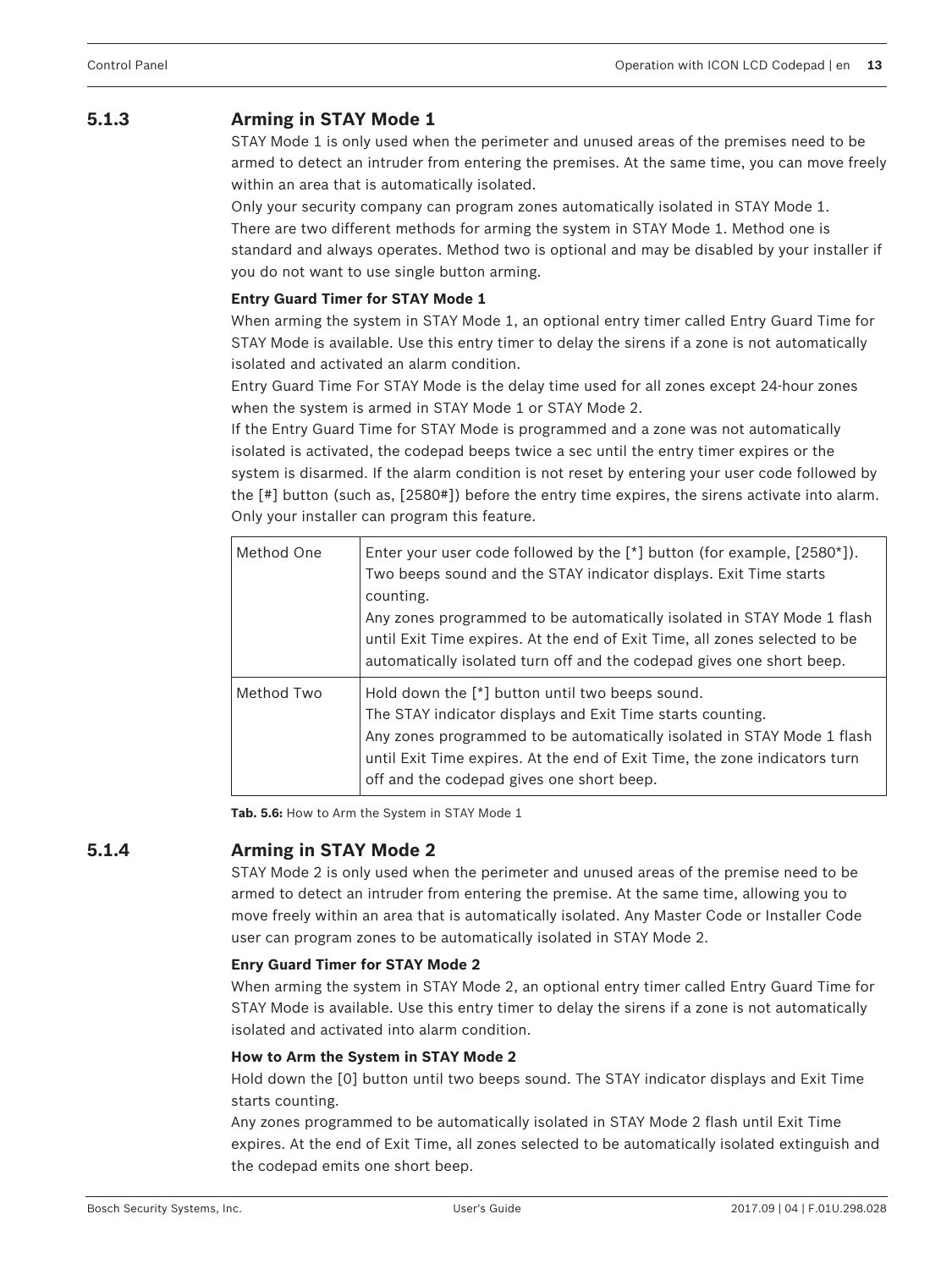### 5.1.3 Arming in STAY Mode 1

STAY Mode 1 is only used when the perimeter and unused areas of the premises need to be armed to detect an intruder from entering the premises. At the same time, you can move freely within an area that is automatically isolated.

Only your security company can program zones automatically isolated in STAY Mode 1.

There are two different methods for arming the system in STAY Mode 1. Method one is standard and always operates. Method two is optional and may be disabled by your installer if you do not want to use single button arming.

**Entry Guard Timer for STAY Mode 1**

When arming the system in STAY Mode 1, an optional entry timer called Entry Guard Time for STAY Mode is available. Use this entry timer to delay the sirens if a zone is not automatically isolated and activated an alarm condition.

Entry Guard Time For STAY Mode is the delay time used for all zones except 24-hour zones when the system is armed in STAY Mode 1 or STAY Mode 2.

If the Entry Guard Time for STAY Mode is programmed and a zone was not automatically isolated is activated, the codepad beeps twice a sec until the entry timer expires or the system is disarmed. If the alarm condition is not reset by entering your user code followed by the [#] button (such as, [2580#]) before the entry time expires, the sirens activate into alarm. Only your installer can program this feature.

| | |
|---|---|
| Method One | Enter your user code followed by the [*] button (for example, [2580*]). Two beeps sound and the STAY indicator displays. Exit Time starts counting.<br>Any zones programmed to be automatically isolated in STAY Mode 1 flash until Exit Time expires. At the end of Exit Time, all zones selected to be automatically isolated turn off and the codepad gives one short beep. |
| Method Two | Hold down the [*] button until two beeps sound.<br>The STAY indicator displays and Exit Time starts counting.<br>Any zones programmed to be automatically isolated in STAY Mode 1 flash until Exit Time expires. At the end of Exit Time, the zone indicators turn off and the codepad gives one short beep. |

**Tab. 5.6:** How to Arm the System in STAY Mode 1

### 5.1.4 Arming in STAY Mode 2

STAY Mode 2 is only used when the perimeter and unused areas of the premise need to be armed to detect an intruder from entering the premise. At the same time, allowing you to move freely within an area that is automatically isolated. Any Master Code or Installer Code user can program zones to be automatically isolated in STAY Mode 2.

**Enry Guard Timer for STAY Mode 2**

When arming the system in STAY Mode 2, an optional entry timer called Entry Guard Time for STAY Mode is available. Use this entry timer to delay the sirens if a zone is not automatically isolated and activated into alarm condition.

**How to Arm the System in STAY Mode 2**

Hold down the [0] button until two beeps sound. The STAY indicator displays and Exit Time starts counting.

Any zones programmed to be automatically isolated in STAY Mode 2 flash until Exit Time expires. At the end of Exit Time, all zones selected to be automatically isolated extinguish and the codepad emits one short beep.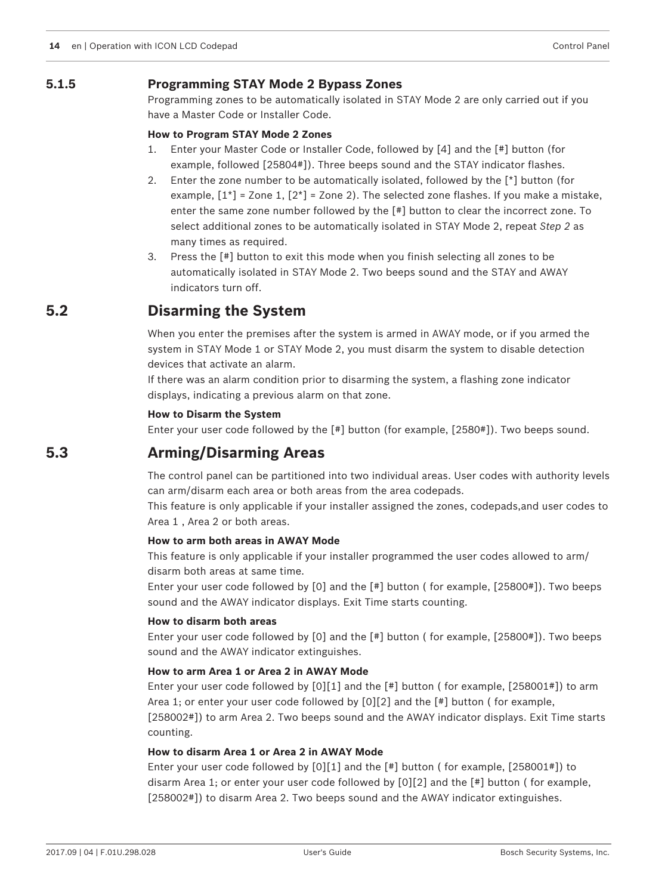### 5.1.5 Programming STAY Mode 2 Bypass Zones

Programming zones to be automatically isolated in STAY Mode 2 are only carried out if you have a Master Code or Installer Code.

**How to Program STAY Mode 2 Zones**

1. Enter your Master Code or Installer Code, followed by [4] and the [#] button (for example, followed [25804#]). Three beeps sound and the STAY indicator flashes.
2. Enter the zone number to be automatically isolated, followed by the [*] button (for example, [1*] = Zone 1, [2*] = Zone 2). The selected zone flashes. If you make a mistake, enter the same zone number followed by the [#] button to clear the incorrect zone. To select additional zones to be automatically isolated in STAY Mode 2, repeat *Step 2* as many times as required.
3. Press the [#] button to exit this mode when you finish selecting all zones to be automatically isolated in STAY Mode 2. Two beeps sound and the STAY and AWAY indicators turn off.

## 5.2 Disarming the System

When you enter the premises after the system is armed in AWAY mode, or if you armed the system in STAY Mode 1 or STAY Mode 2, you must disarm the system to disable detection devices that activate an alarm.
If there was an alarm condition prior to disarming the system, a flashing zone indicator displays, indicating a previous alarm on that zone.

**How to Disarm the System**

Enter your user code followed by the [#] button (for example, [2580#]). Two beeps sound.

## 5.3 Arming/Disarming Areas

The control panel can be partitioned into two individual areas. User codes with authority levels can arm/disarm each area or both areas from the area codepads.
This feature is only applicable if your installer assigned the zones, codepads,and user codes to Area 1 , Area 2 or both areas.

**How to arm both areas in AWAY Mode**

This feature is only applicable if your installer programmed the user codes allowed to arm/disarm both areas at same time.
Enter your user code followed by [0] and the [#] button ( for example, [25800#]). Two beeps sound and the AWAY indicator displays. Exit Time starts counting.

**How to disarm both areas**

Enter your user code followed by [0] and the [#] button ( for example, [25800#]). Two beeps sound and the AWAY indicator extinguishes.

**How to arm Area 1 or Area 2 in AWAY Mode**

Enter your user code followed by [0][1] and the [#] button ( for example, [258001#]) to arm Area 1; or enter your user code followed by [0][2] and the [#] button ( for example, [258002#]) to arm Area 2. Two beeps sound and the AWAY indicator displays. Exit Time starts counting.

**How to disarm Area 1 or Area 2 in AWAY Mode**

Enter your user code followed by [0][1] and the [#] button ( for example, [258001#]) to disarm Area 1; or enter your user code followed by [0][2] and the [#] button ( for example, [258002#]) to disarm Area 2. Two beeps sound and the AWAY indicator extinguishes.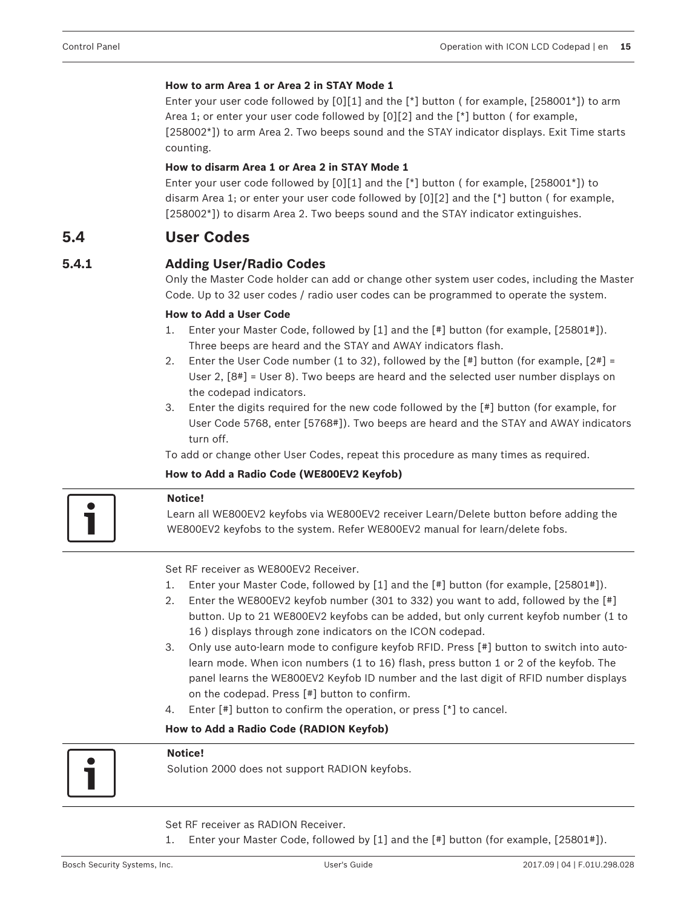**How to arm Area 1 or Area 2 in STAY Mode 1**

Enter your user code followed by [0][1] and the [*] button ( for example, [258001*]) to arm Area 1; or enter your user code followed by [0][2] and the [*] button ( for example, [258002*]) to arm Area 2. Two beeps sound and the STAY indicator displays. Exit Time starts counting.

**How to disarm Area 1 or Area 2 in STAY Mode 1**

Enter your user code followed by [0][1] and the [*] button ( for example, [258001*]) to disarm Area 1; or enter your user code followed by [0][2] and the [*] button ( for example, [258002*]) to disarm Area 2. Two beeps sound and the STAY indicator extinguishes.

## 5.4 User Codes

### 5.4.1 Adding User/Radio Codes

Only the Master Code holder can add or change other system user codes, including the Master Code. Up to 32 user codes / radio user codes can be programmed to operate the system.

**How to Add a User Code**

1. Enter your Master Code, followed by [1] and the [#] button (for example, [25801#]). Three beeps are heard and the STAY and AWAY indicators flash.
2. Enter the User Code number (1 to 32), followed by the [#] button (for example, [2#] = User 2, [8#] = User 8). Two beeps are heard and the selected user number displays on the codepad indicators.
3. Enter the digits required for the new code followed by the [#] button (for example, for User Code 5768, enter [5768#]). Two beeps are heard and the STAY and AWAY indicators turn off.

To add or change other User Codes, repeat this procedure as many times as required.

**How to Add a Radio Code (WE800EV2 Keyfob)**

**Notice!**
Learn all WE800EV2 keyfobs via WE800EV2 receiver Learn/Delete button before adding the WE800EV2 keyfobs to the system. Refer WE800EV2 manual for learn/delete fobs.

Set RF receiver as WE800EV2 Receiver.

1. Enter your Master Code, followed by [1] and the [#] button (for example, [25801#]).
2. Enter the WE800EV2 keyfob number (301 to 332) you want to add, followed by the [#] button. Up to 21 WE800EV2 keyfobs can be added, but only current keyfob number (1 to 16 ) displays through zone indicators on the ICON codepad.
3. Only use auto-learn mode to configure keyfob RFID. Press [#] button to switch into auto-learn mode. When icon numbers (1 to 16) flash, press button 1 or 2 of the keyfob. The panel learns the WE800EV2 Keyfob ID number and the last digit of RFID number displays on the codepad. Press [#] button to confirm.
4. Enter [#] button to confirm the operation, or press [*] to cancel.

**How to Add a Radio Code (RADION Keyfob)**

**Notice!**
Solution 2000 does not support RADION keyfobs.

Set RF receiver as RADION Receiver.

1. Enter your Master Code, followed by [1] and the [#] button (for example, [25801#]).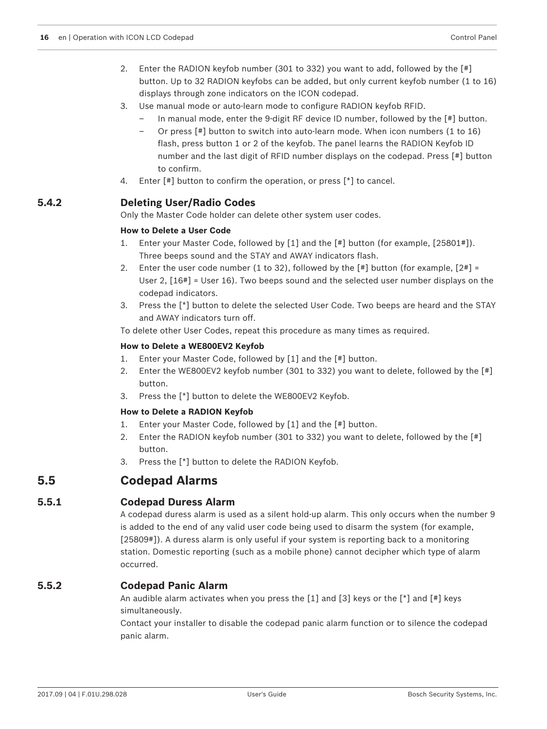2. Enter the RADION keyfob number (301 to 332) you want to add, followed by the [#] button. Up to 32 RADION keyfobs can be added, but only current keyfob number (1 to 16) displays through zone indicators on the ICON codepad.
3. Use manual mode or auto-learn mode to configure RADION keyfob RFID.
   - In manual mode, enter the 9-digit RF device ID number, followed by the [#] button.
   - Or press [#] button to switch into auto-learn mode. When icon numbers (1 to 16) flash, press button 1 or 2 of the keyfob. The panel learns the RADION Keyfob ID number and the last digit of RFID number displays on the codepad. Press [#] button to confirm.
4. Enter [#] button to confirm the operation, or press [*] to cancel.

### 5.4.2 Deleting User/Radio Codes

Only the Master Code holder can delete other system user codes.

**How to Delete a User Code**

1. Enter your Master Code, followed by [1] and the [#] button (for example, [25801#]). Three beeps sound and the STAY and AWAY indicators flash.
2. Enter the user code number (1 to 32), followed by the [#] button (for example, [2#] = User 2, [16#] = User 16). Two beeps sound and the selected user number displays on the codepad indicators.
3. Press the [*] button to delete the selected User Code. Two beeps are heard and the STAY and AWAY indicators turn off.

To delete other User Codes, repeat this procedure as many times as required.

**How to Delete a WE800EV2 Keyfob**

1. Enter your Master Code, followed by [1] and the [#] button.
2. Enter the WE800EV2 keyfob number (301 to 332) you want to delete, followed by the [#] button.
3. Press the [*] button to delete the WE800EV2 Keyfob.

**How to Delete a RADION Keyfob**

1. Enter your Master Code, followed by [1] and the [#] button.
2. Enter the RADION keyfob number (301 to 332) you want to delete, followed by the [#] button.
3. Press the [*] button to delete the RADION Keyfob.

## 5.5 Codepad Alarms

### 5.5.1 Codepad Duress Alarm

A codepad duress alarm is used as a silent hold-up alarm. This only occurs when the number 9 is added to the end of any valid user code being used to disarm the system (for example, [25809#]). A duress alarm is only useful if your system is reporting back to a monitoring station. Domestic reporting (such as a mobile phone) cannot decipher which type of alarm occurred.

### 5.5.2 Codepad Panic Alarm

An audible alarm activates when you press the [1] and [3] keys or the [*] and [#] keys simultaneously.

Contact your installer to disable the codepad panic alarm function or to silence the codepad panic alarm.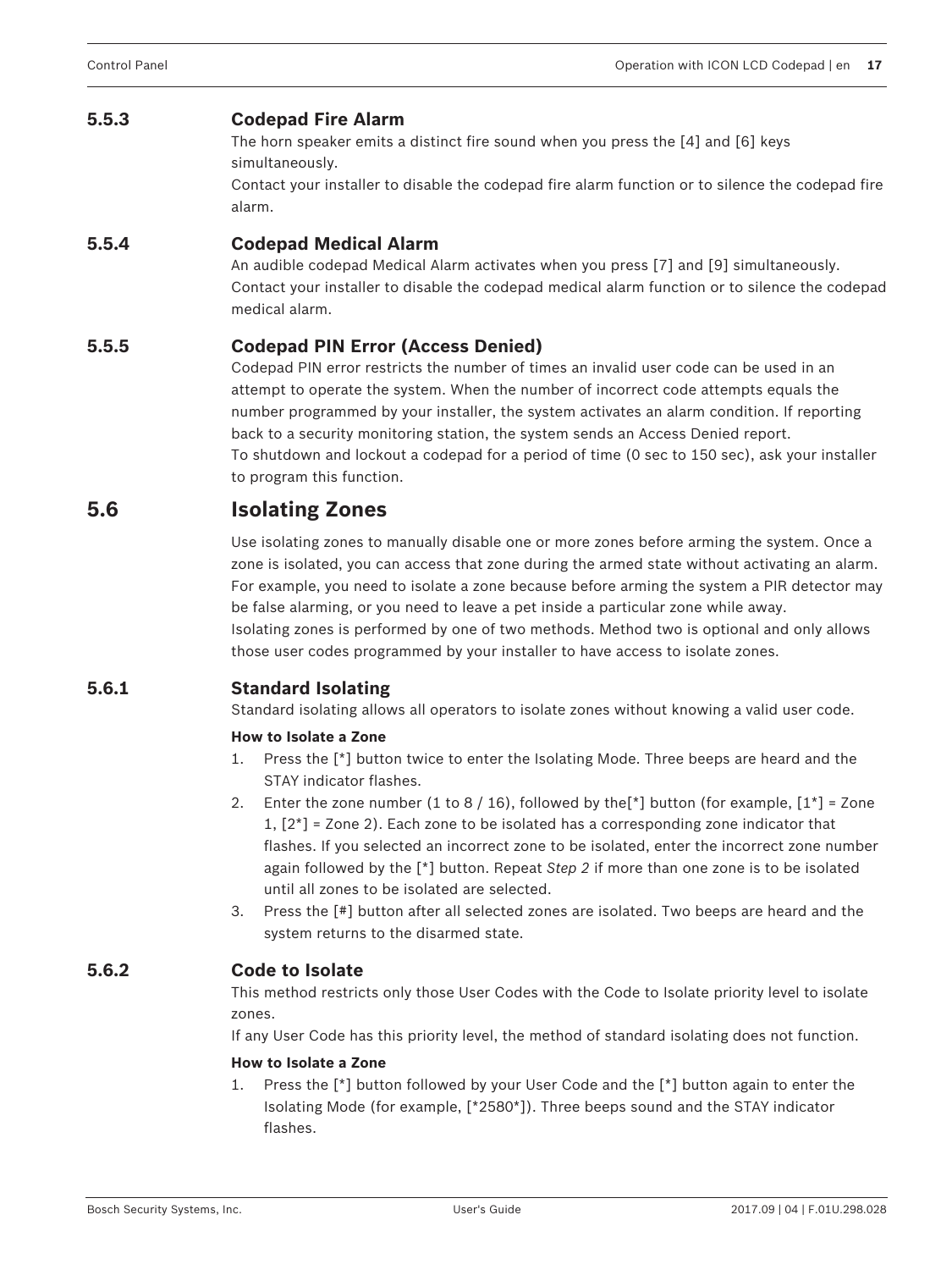### 5.5.3 Codepad Fire Alarm

The horn speaker emits a distinct fire sound when you press the [4] and [6] keys simultaneously.

Contact your installer to disable the codepad fire alarm function or to silence the codepad fire alarm.

### 5.5.4 Codepad Medical Alarm

An audible codepad Medical Alarm activates when you press [7] and [9] simultaneously.

Contact your installer to disable the codepad medical alarm function or to silence the codepad medical alarm.

### 5.5.5 Codepad PIN Error (Access Denied)

Codepad PIN error restricts the number of times an invalid user code can be used in an attempt to operate the system. When the number of incorrect code attempts equals the number programmed by your installer, the system activates an alarm condition. If reporting back to a security monitoring station, the system sends an Access Denied report.

To shutdown and lockout a codepad for a period of time (0 sec to 150 sec), ask your installer to program this function.

## 5.6 Isolating Zones

Use isolating zones to manually disable one or more zones before arming the system. Once a zone is isolated, you can access that zone during the armed state without activating an alarm. For example, you need to isolate a zone because before arming the system a PIR detector may be false alarming, or you need to leave a pet inside a particular zone while away.

Isolating zones is performed by one of two methods. Method two is optional and only allows those user codes programmed by your installer to have access to isolate zones.

### 5.6.1 Standard Isolating

Standard isolating allows all operators to isolate zones without knowing a valid user code.

**How to Isolate a Zone**

1. Press the [*] button twice to enter the Isolating Mode. Three beeps are heard and the STAY indicator flashes.
2. Enter the zone number (1 to 8 / 16), followed by the[*] button (for example, [1*] = Zone 1, [2*] = Zone 2). Each zone to be isolated has a corresponding zone indicator that flashes. If you selected an incorrect zone to be isolated, enter the incorrect zone number again followed by the [*] button. Repeat *Step 2* if more than one zone is to be isolated until all zones to be isolated are selected.
3. Press the [#] button after all selected zones are isolated. Two beeps are heard and the system returns to the disarmed state.

### 5.6.2 Code to Isolate

This method restricts only those User Codes with the Code to Isolate priority level to isolate zones.

If any User Code has this priority level, the method of standard isolating does not function.

**How to Isolate a Zone**

1. Press the [*] button followed by your User Code and the [*] button again to enter the Isolating Mode (for example, [*2580*]). Three beeps sound and the STAY indicator flashes.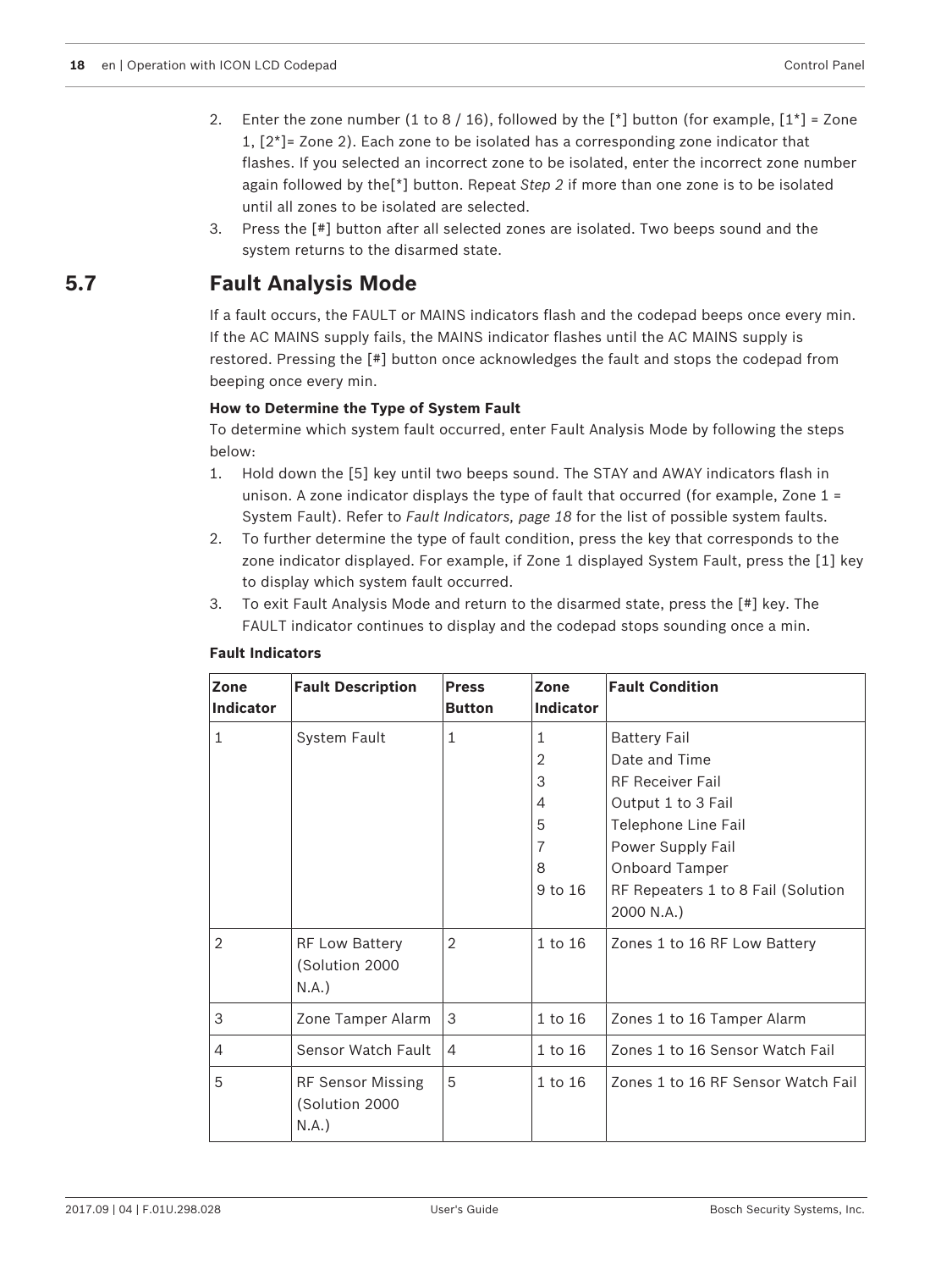2. Enter the zone number (1 to 8 / 16), followed by the [*] button (for example, [1*] = Zone 1, [2*]= Zone 2). Each zone to be isolated has a corresponding zone indicator that flashes. If you selected an incorrect zone to be isolated, enter the incorrect zone number again followed by the[*] button. Repeat *Step 2* if more than one zone is to be isolated until all zones to be isolated are selected.
3. Press the [#] button after all selected zones are isolated. Two beeps sound and the system returns to the disarmed state.

## 5.7 Fault Analysis Mode

If a fault occurs, the FAULT or MAINS indicators flash and the codepad beeps once every min. If the AC MAINS supply fails, the MAINS indicator flashes until the AC MAINS supply is restored. Pressing the [#] button once acknowledges the fault and stops the codepad from beeping once every min.

**How to Determine the Type of System Fault**

To determine which system fault occurred, enter Fault Analysis Mode by following the steps below:

1. Hold down the [5] key until two beeps sound. The STAY and AWAY indicators flash in unison. A zone indicator displays the type of fault that occurred (for example, Zone 1 = System Fault). Refer to *Fault Indicators, page 18* for the list of possible system faults.
2. To further determine the type of fault condition, press the key that corresponds to the zone indicator displayed. For example, if Zone 1 displayed System Fault, press the [1] key to display which system fault occurred.
3. To exit Fault Analysis Mode and return to the disarmed state, press the [#] key. The FAULT indicator continues to display and the codepad stops sounding once a min.

**Fault Indicators**

| Zone Indicator | Fault Description | Press Button | Zone Indicator | Fault Condition |
|---|---|---|---|---|
| 1 | System Fault | 1 | 1<br>2<br>3<br>4<br>5<br>7<br>8<br>9 to 16 | Battery Fail<br>Date and Time<br>RF Receiver Fail<br>Output 1 to 3 Fail<br>Telephone Line Fail<br>Power Supply Fail<br>Onboard Tamper<br>RF Repeaters 1 to 8 Fail (Solution 2000 N.A.) |
| 2 | RF Low Battery (Solution 2000 N.A.) | 2 | 1 to 16 | Zones 1 to 16 RF Low Battery |
| 3 | Zone Tamper Alarm | 3 | 1 to 16 | Zones 1 to 16 Tamper Alarm |
| 4 | Sensor Watch Fault | 4 | 1 to 16 | Zones 1 to 16 Sensor Watch Fail |
| 5 | RF Sensor Missing (Solution 2000 N.A.) | 5 | 1 to 16 | Zones 1 to 16 RF Sensor Watch Fail |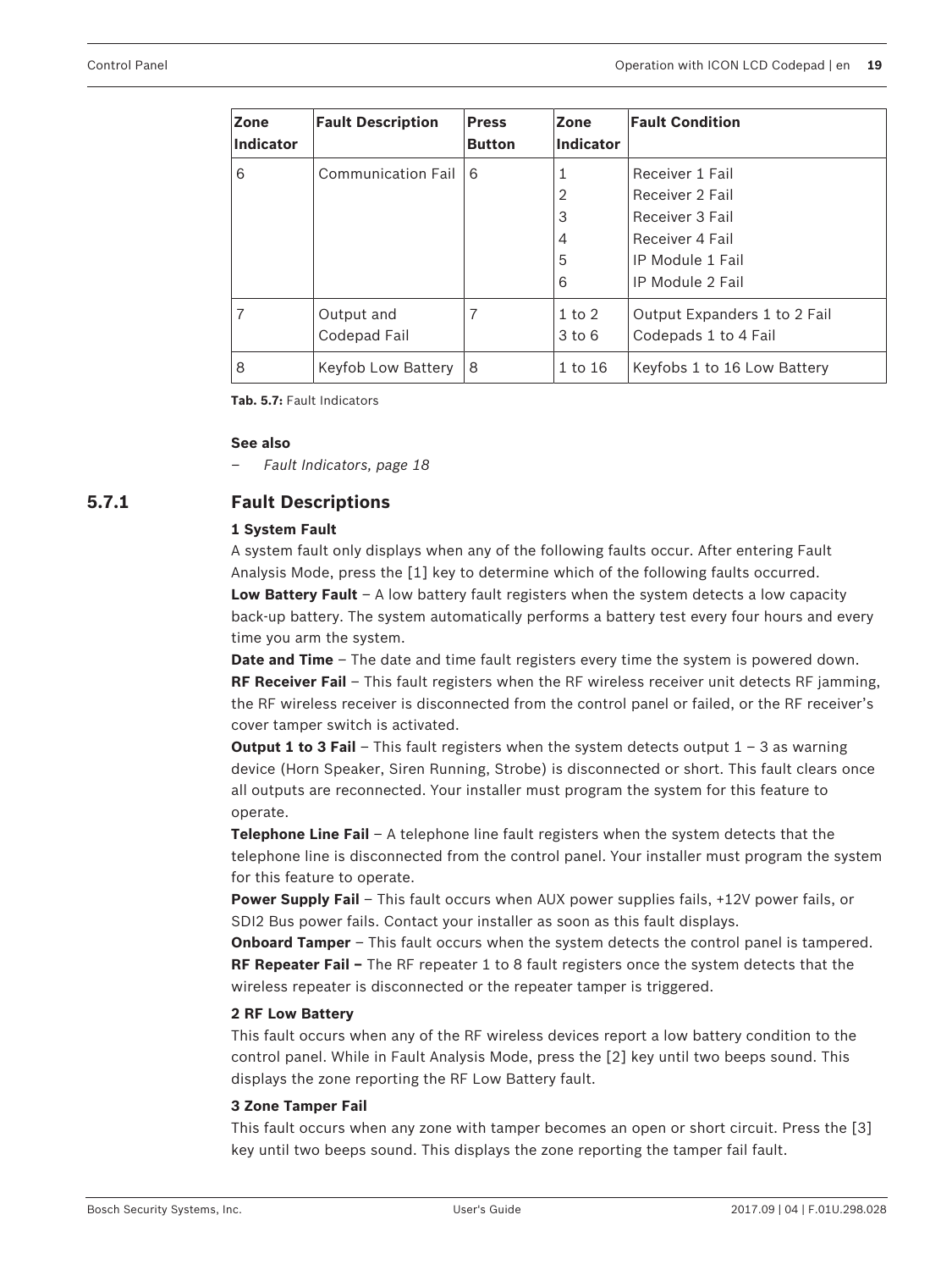| Zone Indicator | Fault Description | Press Button | Zone Indicator | Fault Condition |
|---|---|---|---|---|
| 6 | Communication Fail | 6 | 1<br>2<br>3<br>4<br>5<br>6 | Receiver 1 Fail<br>Receiver 2 Fail<br>Receiver 3 Fail<br>Receiver 4 Fail<br>IP Module 1 Fail<br>IP Module 2 Fail |
| 7 | Output and Codepad Fail | 7 | 1 to 2<br>3 to 6 | Output Expanders 1 to 2 Fail<br>Codepads 1 to 4 Fail |
| 8 | Keyfob Low Battery | 8 | 1 to 16 | Keyfobs 1 to 16 Low Battery |

**Tab. 5.7:** Fault Indicators

**See also**

– *Fault Indicators, page 18*

### 5.7.1 Fault Descriptions

**1 System Fault**

A system fault only displays when any of the following faults occur. After entering Fault Analysis Mode, press the [1] key to determine which of the following faults occurred.

**Low Battery Fault** – A low battery fault registers when the system detects a low capacity back-up battery. The system automatically performs a battery test every four hours and every time you arm the system.

**Date and Time** – The date and time fault registers every time the system is powered down.

**RF Receiver Fail** – This fault registers when the RF wireless receiver unit detects RF jamming, the RF wireless receiver is disconnected from the control panel or failed, or the RF receiver's cover tamper switch is activated.

**Output 1 to 3 Fail** – This fault registers when the system detects output 1 – 3 as warning device (Horn Speaker, Siren Running, Strobe) is disconnected or short. This fault clears once all outputs are reconnected. Your installer must program the system for this feature to operate.

**Telephone Line Fail** – A telephone line fault registers when the system detects that the telephone line is disconnected from the control panel. Your installer must program the system for this feature to operate.

**Power Supply Fail** – This fault occurs when AUX power supplies fails, +12V power fails, or SDI2 Bus power fails. Contact your installer as soon as this fault displays.

**Onboard Tamper** – This fault occurs when the system detects the control panel is tampered.

**RF Repeater Fail –** The RF repeater 1 to 8 fault registers once the system detects that the wireless repeater is disconnected or the repeater tamper is triggered.

**2 RF Low Battery**

This fault occurs when any of the RF wireless devices report a low battery condition to the control panel. While in Fault Analysis Mode, press the [2] key until two beeps sound. This displays the zone reporting the RF Low Battery fault.

**3 Zone Tamper Fail**

This fault occurs when any zone with tamper becomes an open or short circuit. Press the [3] key until two beeps sound. This displays the zone reporting the tamper fail fault.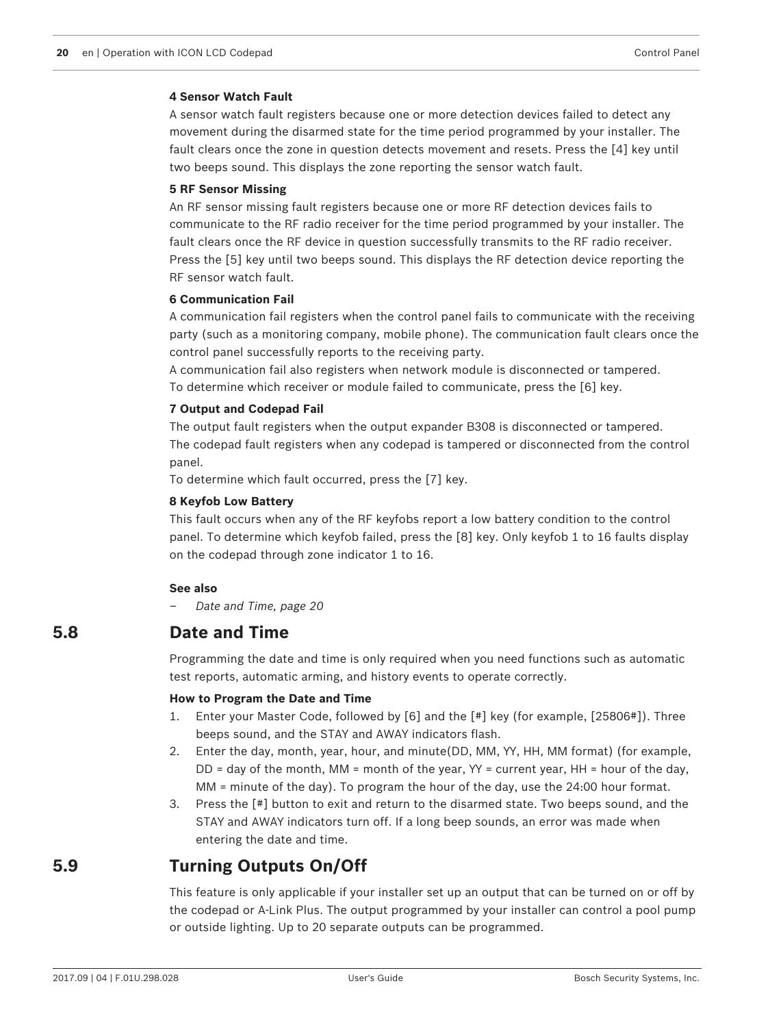**4 Sensor Watch Fault**

A sensor watch fault registers because one or more detection devices failed to detect any movement during the disarmed state for the time period programmed by your installer. The fault clears once the zone in question detects movement and resets. Press the [4] key until two beeps sound. This displays the zone reporting the sensor watch fault.

**5 RF Sensor Missing**

An RF sensor missing fault registers because one or more RF detection devices fails to communicate to the RF radio receiver for the time period programmed by your installer. The fault clears once the RF device in question successfully transmits to the RF radio receiver. Press the [5] key until two beeps sound. This displays the RF detection device reporting the RF sensor watch fault.

**6 Communication Fail**

A communication fail registers when the control panel fails to communicate with the receiving party (such as a monitoring company, mobile phone). The communication fault clears once the control panel successfully reports to the receiving party.
A communication fail also registers when network module is disconnected or tampered.
To determine which receiver or module failed to communicate, press the [6] key.

**7 Output and Codepad Fail**

The output fault registers when the output expander B308 is disconnected or tampered.
The codepad fault registers when any codepad is tampered or disconnected from the control panel.
To determine which fault occurred, press the [7] key.

**8 Keyfob Low Battery**

This fault occurs when any of the RF keyfobs report a low battery condition to the control panel. To determine which keyfob failed, press the [8] key. Only keyfob 1 to 16 faults display on the codepad through zone indicator 1 to 16.

**See also**

– *Date and Time, page 20*

## 5.8 Date and Time

Programming the date and time is only required when you need functions such as automatic test reports, automatic arming, and history events to operate correctly.

**How to Program the Date and Time**

1. Enter your Master Code, followed by [6] and the [#] key (for example, [25806#]). Three beeps sound, and the STAY and AWAY indicators flash.
2. Enter the day, month, year, hour, and minute(DD, MM, YY, HH, MM format) (for example, DD = day of the month, MM = month of the year, YY = current year, HH = hour of the day, MM = minute of the day). To program the hour of the day, use the 24:00 hour format.
3. Press the [#] button to exit and return to the disarmed state. Two beeps sound, and the STAY and AWAY indicators turn off. If a long beep sounds, an error was made when entering the date and time.

## 5.9 Turning Outputs On/Off

This feature is only applicable if your installer set up an output that can be turned on or off by the codepad or A-Link Plus. The output programmed by your installer can control a pool pump or outside lighting. Up to 20 separate outputs can be programmed.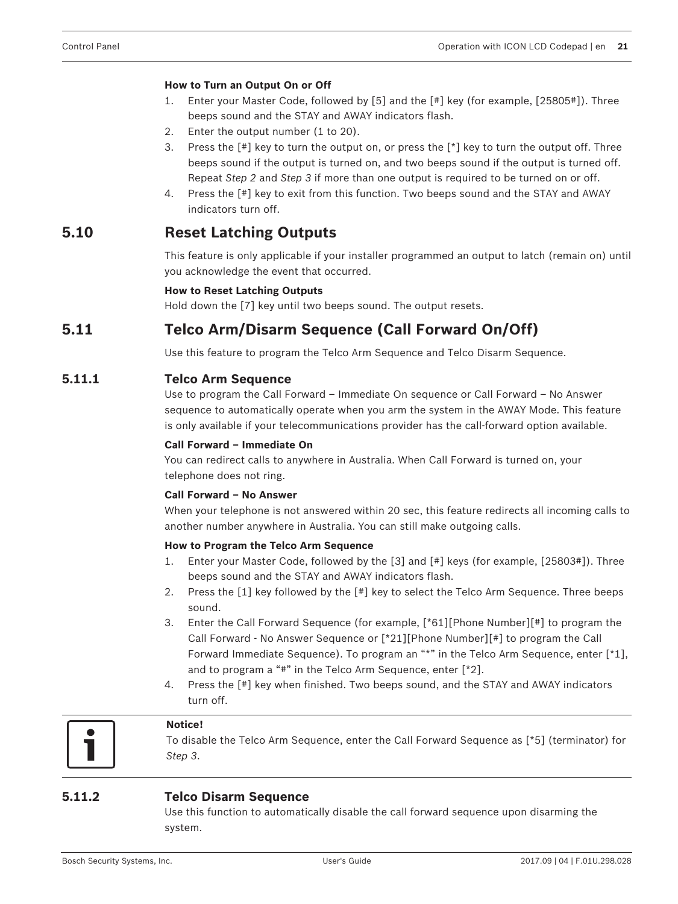**How to Turn an Output On or Off**

1. Enter your Master Code, followed by [5] and the [#] key (for example, [25805#]). Three beeps sound and the STAY and AWAY indicators flash.
2. Enter the output number (1 to 20).
3. Press the [#] key to turn the output on, or press the [*] key to turn the output off. Three beeps sound if the output is turned on, and two beeps sound if the output is turned off. Repeat *Step 2* and *Step 3* if more than one output is required to be turned on or off.
4. Press the [#] key to exit from this function. Two beeps sound and the STAY and AWAY indicators turn off.

## 5.10 Reset Latching Outputs

This feature is only applicable if your installer programmed an output to latch (remain on) until you acknowledge the event that occurred.

**How to Reset Latching Outputs**

Hold down the [7] key until two beeps sound. The output resets.

## 5.11 Telco Arm/Disarm Sequence (Call Forward On/Off)

Use this feature to program the Telco Arm Sequence and Telco Disarm Sequence.

### 5.11.1 Telco Arm Sequence

Use to program the Call Forward – Immediate On sequence or Call Forward – No Answer sequence to automatically operate when you arm the system in the AWAY Mode. This feature is only available if your telecommunications provider has the call-forward option available.

**Call Forward – Immediate On**

You can redirect calls to anywhere in Australia. When Call Forward is turned on, your telephone does not ring.

**Call Forward – No Answer**

When your telephone is not answered within 20 sec, this feature redirects all incoming calls to another number anywhere in Australia. You can still make outgoing calls.

**How to Program the Telco Arm Sequence**

1. Enter your Master Code, followed by the [3] and [#] keys (for example, [25803#]). Three beeps sound and the STAY and AWAY indicators flash.
2. Press the [1] key followed by the [#] key to select the Telco Arm Sequence. Three beeps sound.
3. Enter the Call Forward Sequence (for example, [*61][Phone Number][#] to program the Call Forward - No Answer Sequence or [*21][Phone Number][#] to program the Call Forward Immediate Sequence). To program an "*" in the Telco Arm Sequence, enter [*1], and to program a "#" in the Telco Arm Sequence, enter [*2].
4. Press the [#] key when finished. Two beeps sound, and the STAY and AWAY indicators turn off.

**Notice!**

To disable the Telco Arm Sequence, enter the Call Forward Sequence as [*5] (terminator) for *Step 3*.

### 5.11.2 Telco Disarm Sequence

Use this function to automatically disable the call forward sequence upon disarming the system.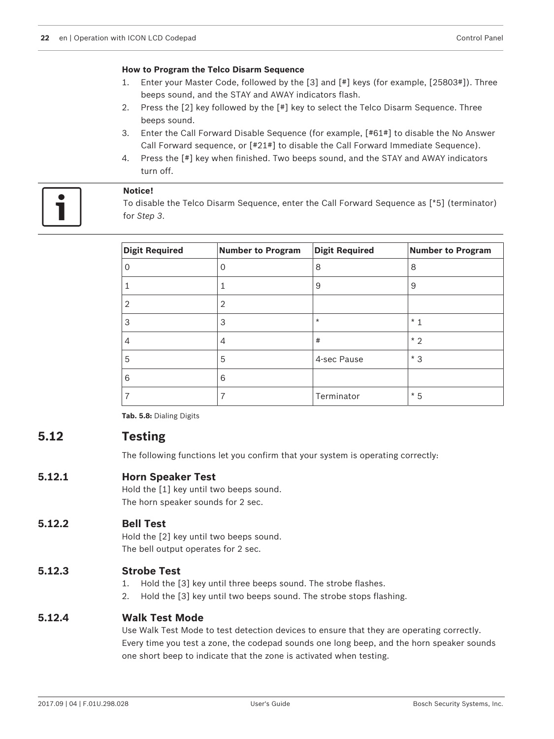**How to Program the Telco Disarm Sequence**

1. Enter your Master Code, followed by the [3] and [#] keys (for example, [25803#]). Three beeps sound, and the STAY and AWAY indicators flash.
2. Press the [2] key followed by the [#] key to select the Telco Disarm Sequence. Three beeps sound.
3. Enter the Call Forward Disable Sequence (for example, [#61#] to disable the No Answer Call Forward sequence, or [#21#] to disable the Call Forward Immediate Sequence).
4. Press the [#] key when finished. Two beeps sound, and the STAY and AWAY indicators turn off.

> **Notice!**
> To disable the Telco Disarm Sequence, enter the Call Forward Sequence as [*5] (terminator) for *Step 3*.

| Digit Required | Number to Program | Digit Required | Number to Program |
|---|---|---|---|
| 0 | 0 | 8 | 8 |
| 1 | 1 | 9 | 9 |
| 2 | 2 | | |
| 3 | 3 | * | * 1 |
| 4 | 4 | # | * 2 |
| 5 | 5 | 4-sec Pause | * 3 |
| 6 | 6 | | |
| 7 | 7 | Terminator | * 5 |

**Tab. 5.8:** Dialing Digits

## 5.12 Testing

The following functions let you confirm that your system is operating correctly:

### 5.12.1 Horn Speaker Test

Hold the [1] key until two beeps sound.
The horn speaker sounds for 2 sec.

### 5.12.2 Bell Test

Hold the [2] key until two beeps sound.
The bell output operates for 2 sec.

### 5.12.3 Strobe Test

1. Hold the [3] key until three beeps sound. The strobe flashes.
2. Hold the [3] key until two beeps sound. The strobe stops flashing.

### 5.12.4 Walk Test Mode

Use Walk Test Mode to test detection devices to ensure that they are operating correctly. Every time you test a zone, the codepad sounds one long beep, and the horn speaker sounds one short beep to indicate that the zone is activated when testing.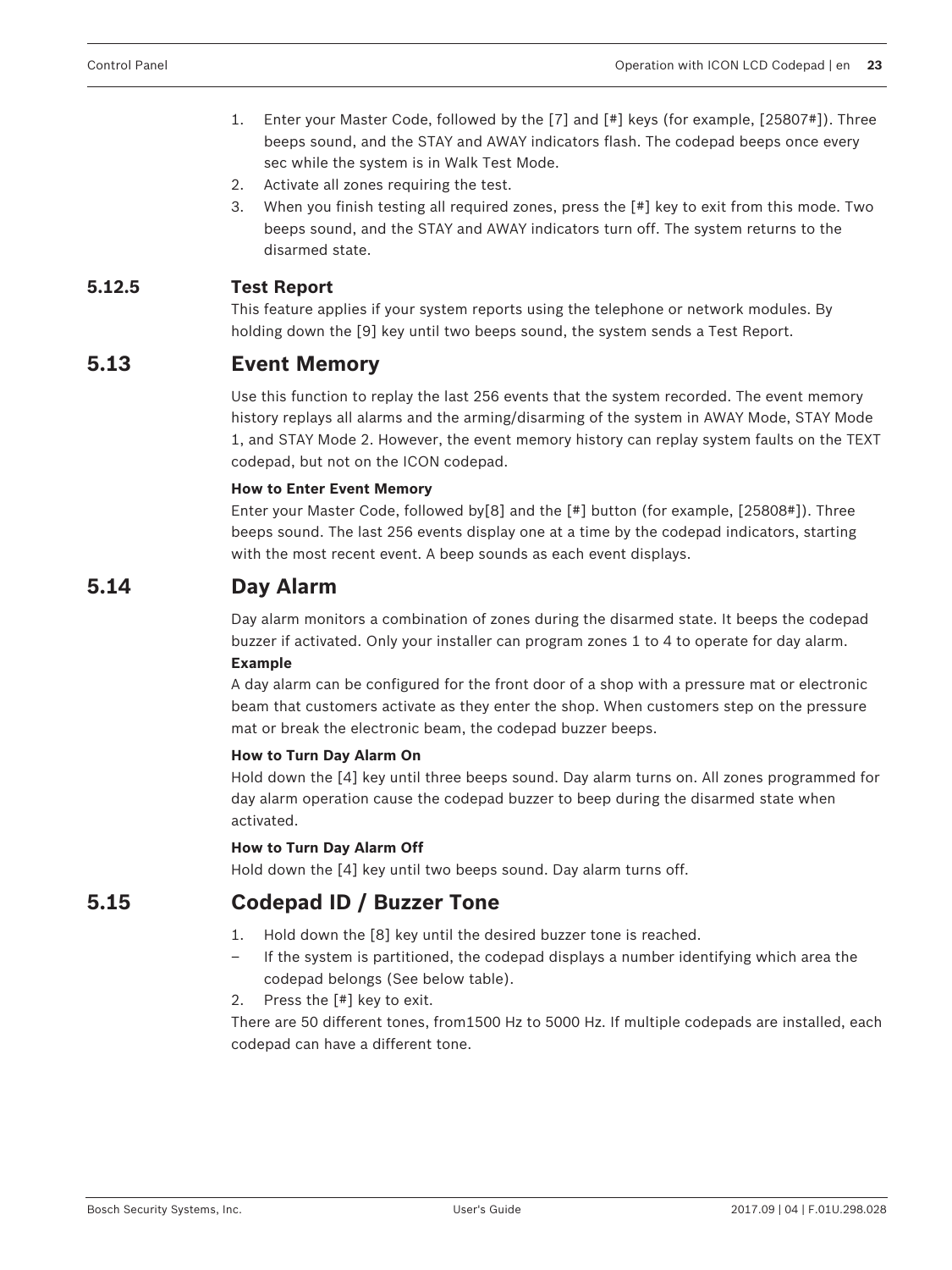1. Enter your Master Code, followed by the [7] and [#] keys (for example, [25807#]). Three beeps sound, and the STAY and AWAY indicators flash. The codepad beeps once every sec while the system is in Walk Test Mode.
2. Activate all zones requiring the test.
3. When you finish testing all required zones, press the [#] key to exit from this mode. Two beeps sound, and the STAY and AWAY indicators turn off. The system returns to the disarmed state.

### 5.12.5 Test Report

This feature applies if your system reports using the telephone or network modules. By holding down the [9] key until two beeps sound, the system sends a Test Report.

## 5.13 Event Memory

Use this function to replay the last 256 events that the system recorded. The event memory history replays all alarms and the arming/disarming of the system in AWAY Mode, STAY Mode 1, and STAY Mode 2. However, the event memory history can replay system faults on the TEXT codepad, but not on the ICON codepad.

**How to Enter Event Memory**

Enter your Master Code, followed by[8] and the [#] button (for example, [25808#]). Three beeps sound. The last 256 events display one at a time by the codepad indicators, starting with the most recent event. A beep sounds as each event displays.

## 5.14 Day Alarm

Day alarm monitors a combination of zones during the disarmed state. It beeps the codepad buzzer if activated. Only your installer can program zones 1 to 4 to operate for day alarm.

**Example**

A day alarm can be configured for the front door of a shop with a pressure mat or electronic beam that customers activate as they enter the shop. When customers step on the pressure mat or break the electronic beam, the codepad buzzer beeps.

**How to Turn Day Alarm On**

Hold down the [4] key until three beeps sound. Day alarm turns on. All zones programmed for day alarm operation cause the codepad buzzer to beep during the disarmed state when activated.

**How to Turn Day Alarm Off**

Hold down the [4] key until two beeps sound. Day alarm turns off.

## 5.15 Codepad ID / Buzzer Tone

1. Hold down the [8] key until the desired buzzer tone is reached.
   - If the system is partitioned, the codepad displays a number identifying which area the codepad belongs (See below table).
2. Press the [#] key to exit.

There are 50 different tones, from1500 Hz to 5000 Hz. If multiple codepads are installed, each codepad can have a different tone.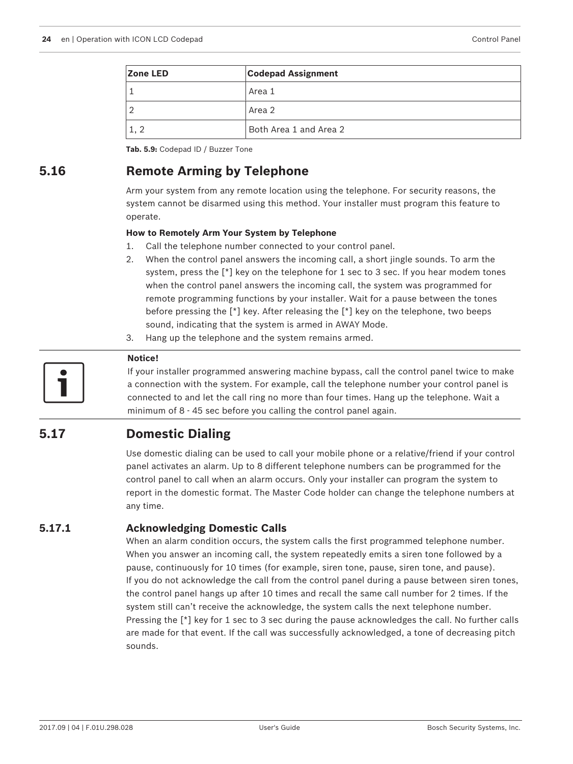| Zone LED | Codepad Assignment |
| --- | --- |
| 1 | Area 1 |
| 2 | Area 2 |
| 1, 2 | Both Area 1 and Area 2 |

**Tab. 5.9:** Codepad ID / Buzzer Tone

## 5.16 Remote Arming by Telephone

Arm your system from any remote location using the telephone. For security reasons, the system cannot be disarmed using this method. Your installer must program this feature to operate.

**How to Remotely Arm Your System by Telephone**

1. Call the telephone number connected to your control panel.
2. When the control panel answers the incoming call, a short jingle sounds. To arm the system, press the [*] key on the telephone for 1 sec to 3 sec. If you hear modem tones when the control panel answers the incoming call, the system was programmed for remote programming functions by your installer. Wait for a pause between the tones before pressing the [*] key. After releasing the [*] key on the telephone, two beeps sound, indicating that the system is armed in AWAY Mode.
3. Hang up the telephone and the system remains armed.

**Notice!**
If your installer programmed answering machine bypass, call the control panel twice to make a connection with the system. For example, call the telephone number your control panel is connected to and let the call ring no more than four times. Hang up the telephone. Wait a minimum of 8 - 45 sec before you calling the control panel again.

## 5.17 Domestic Dialing

Use domestic dialing can be used to call your mobile phone or a relative/friend if your control panel activates an alarm. Up to 8 different telephone numbers can be programmed for the control panel to call when an alarm occurs. Only your installer can program the system to report in the domestic format. The Master Code holder can change the telephone numbers at any time.

### 5.17.1 Acknowledging Domestic Calls

When an alarm condition occurs, the system calls the first programmed telephone number. When you answer an incoming call, the system repeatedly emits a siren tone followed by a pause, continuously for 10 times (for example, siren tone, pause, siren tone, and pause).
If you do not acknowledge the call from the control panel during a pause between siren tones, the control panel hangs up after 10 times and recall the same call number for 2 times. If the system still can't receive the acknowledge, the system calls the next telephone number.
Pressing the [*] key for 1 sec to 3 sec during the pause acknowledges the call. No further calls are made for that event. If the call was successfully acknowledged, a tone of decreasing pitch sounds.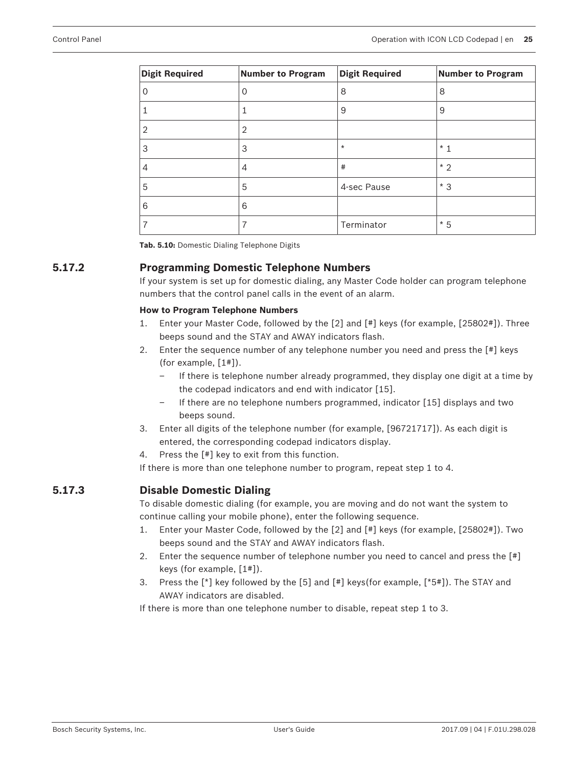| Digit Required | Number to Program | Digit Required | Number to Program |
| --- | --- | --- | --- |
| 0 | 0 | 8 | 8 |
| 1 | 1 | 9 | 9 |
| 2 | 2 | | |
| 3 | 3 | * | * 1 |
| 4 | 4 | # | * 2 |
| 5 | 5 | 4-sec Pause | * 3 |
| 6 | 6 | | |
| 7 | 7 | Terminator | * 5 |

**Tab. 5.10:** Domestic Dialing Telephone Digits

## 5.17.2 Programming Domestic Telephone Numbers

If your system is set up for domestic dialing, any Master Code holder can program telephone numbers that the control panel calls in the event of an alarm.

**How to Program Telephone Numbers**

1. Enter your Master Code, followed by the [2] and [#] keys (for example, [25802#]). Three beeps sound and the STAY and AWAY indicators flash.
2. Enter the sequence number of any telephone number you need and press the [#] keys (for example, [1#]).
   – If there is telephone number already programmed, they display one digit at a time by the codepad indicators and end with indicator [15].
   – If there are no telephone numbers programmed, indicator [15] displays and two beeps sound.
3. Enter all digits of the telephone number (for example, [96721717]). As each digit is entered, the corresponding codepad indicators display.
4. Press the [#] key to exit from this function.

If there is more than one telephone number to program, repeat step 1 to 4.

## 5.17.3 Disable Domestic Dialing

To disable domestic dialing (for example, you are moving and do not want the system to continue calling your mobile phone), enter the following sequence.

1. Enter your Master Code, followed by the [2] and [#] keys (for example, [25802#]). Two beeps sound and the STAY and AWAY indicators flash.
2. Enter the sequence number of telephone number you need to cancel and press the [#] keys (for example, [1#]).
3. Press the [*] key followed by the [5] and [#] keys(for example, [*5#]). The STAY and AWAY indicators are disabled.

If there is more than one telephone number to disable, repeat step 1 to 3.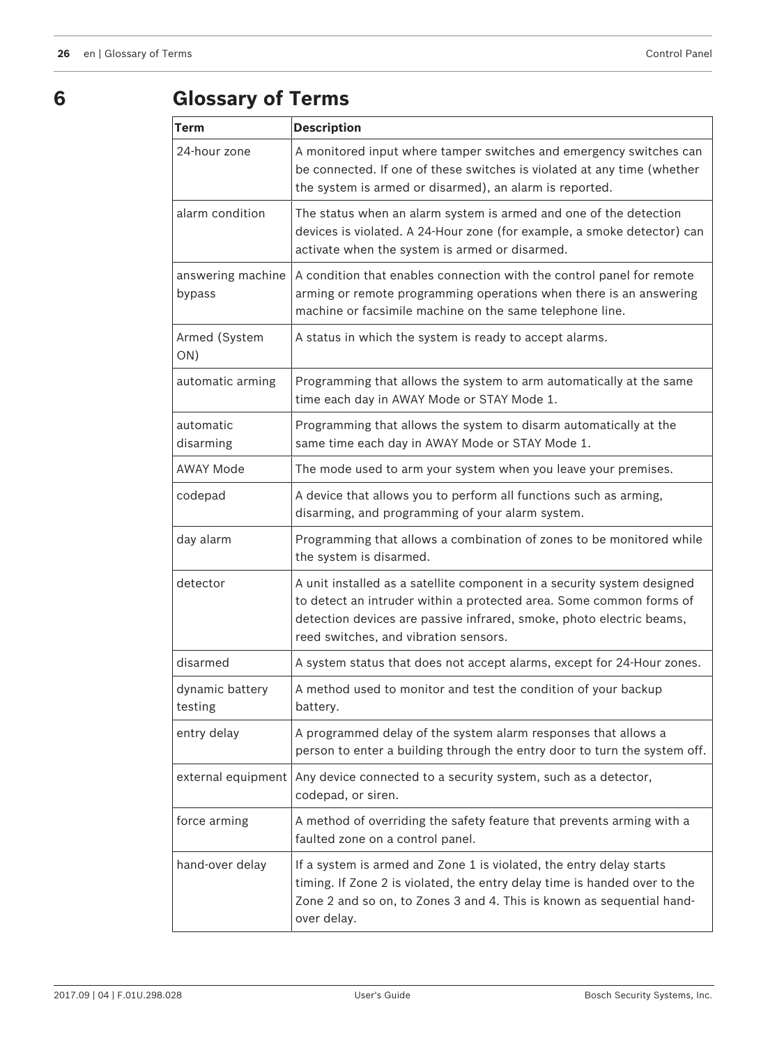# 6 Glossary of Terms

| Term | Description |
| --- | --- |
| 24-hour zone | A monitored input where tamper switches and emergency switches can be connected. If one of these switches is violated at any time (whether the system is armed or disarmed), an alarm is reported. |
| alarm condition | The status when an alarm system is armed and one of the detection devices is violated. A 24-Hour zone (for example, a smoke detector) can activate when the system is armed or disarmed. |
| answering machine bypass | A condition that enables connection with the control panel for remote arming or remote programming operations when there is an answering machine or facsimile machine on the same telephone line. |
| Armed (System ON) | A status in which the system is ready to accept alarms. |
| automatic arming | Programming that allows the system to arm automatically at the same time each day in AWAY Mode or STAY Mode 1. |
| automatic disarming | Programming that allows the system to disarm automatically at the same time each day in AWAY Mode or STAY Mode 1. |
| AWAY Mode | The mode used to arm your system when you leave your premises. |
| codepad | A device that allows you to perform all functions such as arming, disarming, and programming of your alarm system. |
| day alarm | Programming that allows a combination of zones to be monitored while the system is disarmed. |
| detector | A unit installed as a satellite component in a security system designed to detect an intruder within a protected area. Some common forms of detection devices are passive infrared, smoke, photo electric beams, reed switches, and vibration sensors. |
| disarmed | A system status that does not accept alarms, except for 24-Hour zones. |
| dynamic battery testing | A method used to monitor and test the condition of your backup battery. |
| entry delay | A programmed delay of the system alarm responses that allows a person to enter a building through the entry door to turn the system off. |
| external equipment | Any device connected to a security system, such as a detector, codepad, or siren. |
| force arming | A method of overriding the safety feature that prevents arming with a faulted zone on a control panel. |
| hand-over delay | If a system is armed and Zone 1 is violated, the entry delay starts timing. If Zone 2 is violated, the entry delay time is handed over to the Zone 2 and so on, to Zones 3 and 4. This is known as sequential hand-over delay. |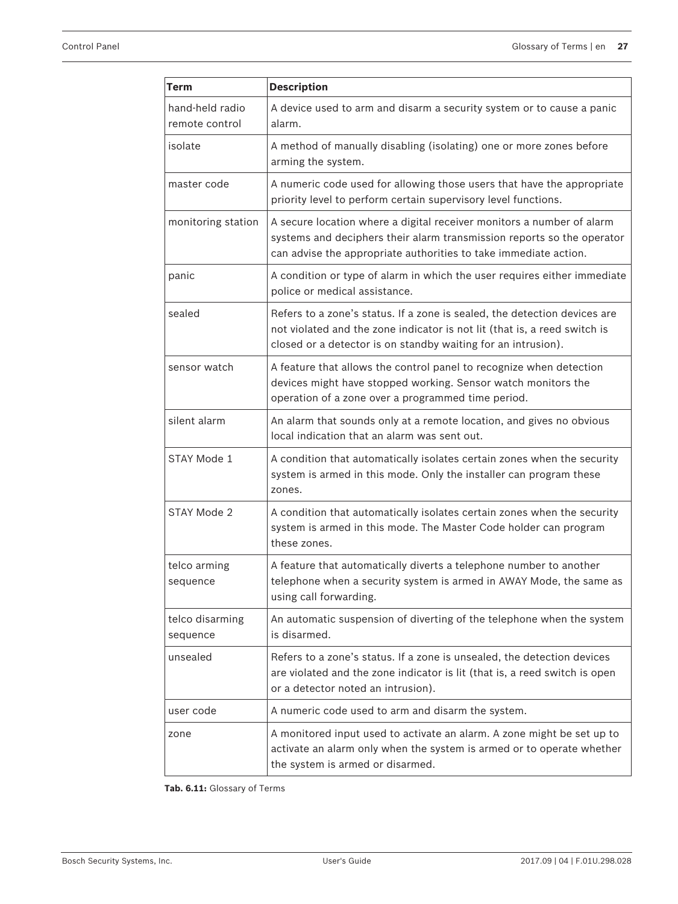| Term | Description |
| --- | --- |
| hand-held radio remote control | A device used to arm and disarm a security system or to cause a panic alarm. |
| isolate | A method of manually disabling (isolating) one or more zones before arming the system. |
| master code | A numeric code used for allowing those users that have the appropriate priority level to perform certain supervisory level functions. |
| monitoring station | A secure location where a digital receiver monitors a number of alarm systems and deciphers their alarm transmission reports so the operator can advise the appropriate authorities to take immediate action. |
| panic | A condition or type of alarm in which the user requires either immediate police or medical assistance. |
| sealed | Refers to a zone's status. If a zone is sealed, the detection devices are not violated and the zone indicator is not lit (that is, a reed switch is closed or a detector is on standby waiting for an intrusion). |
| sensor watch | A feature that allows the control panel to recognize when detection devices might have stopped working. Sensor watch monitors the operation of a zone over a programmed time period. |
| silent alarm | An alarm that sounds only at a remote location, and gives no obvious local indication that an alarm was sent out. |
| STAY Mode 1 | A condition that automatically isolates certain zones when the security system is armed in this mode. Only the installer can program these zones. |
| STAY Mode 2 | A condition that automatically isolates certain zones when the security system is armed in this mode. The Master Code holder can program these zones. |
| telco arming sequence | A feature that automatically diverts a telephone number to another telephone when a security system is armed in AWAY Mode, the same as using call forwarding. |
| telco disarming sequence | An automatic suspension of diverting of the telephone when the system is disarmed. |
| unsealed | Refers to a zone's status. If a zone is unsealed, the detection devices are violated and the zone indicator is lit (that is, a reed switch is open or a detector noted an intrusion). |
| user code | A numeric code used to arm and disarm the system. |
| zone | A monitored input used to activate an alarm. A zone might be set up to activate an alarm only when the system is armed or to operate whether the system is armed or disarmed. |

**Tab. 6.11:** Glossary of Terms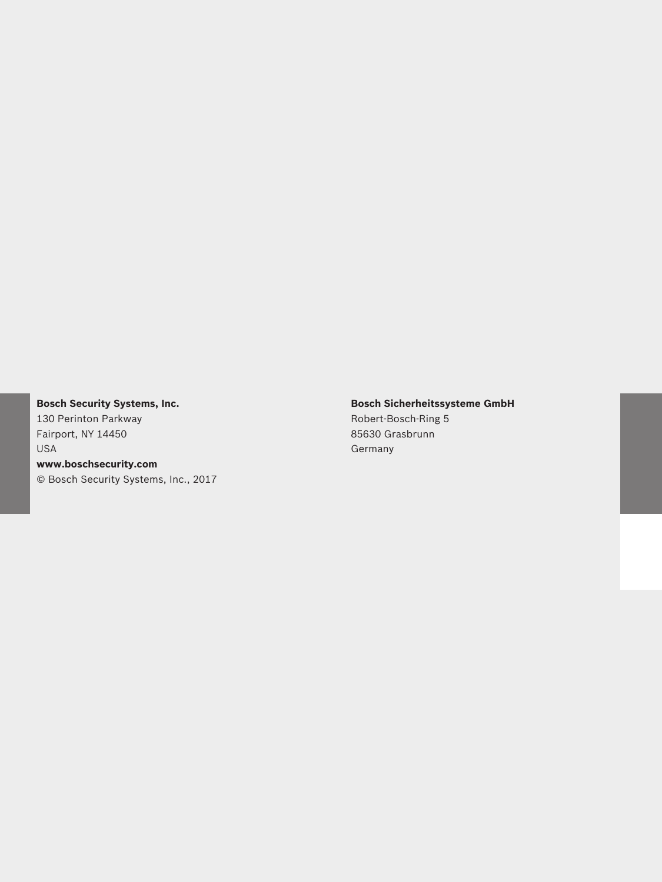**Bosch Security Systems, Inc.**
130 Perinton Parkway
Fairport, NY 14450
USA
**www.boschsecurity.com**
© Bosch Security Systems, Inc., 2017

**Bosch Sicherheitssysteme GmbH**
Robert-Bosch-Ring 5
85630 Grasbrunn
Germany